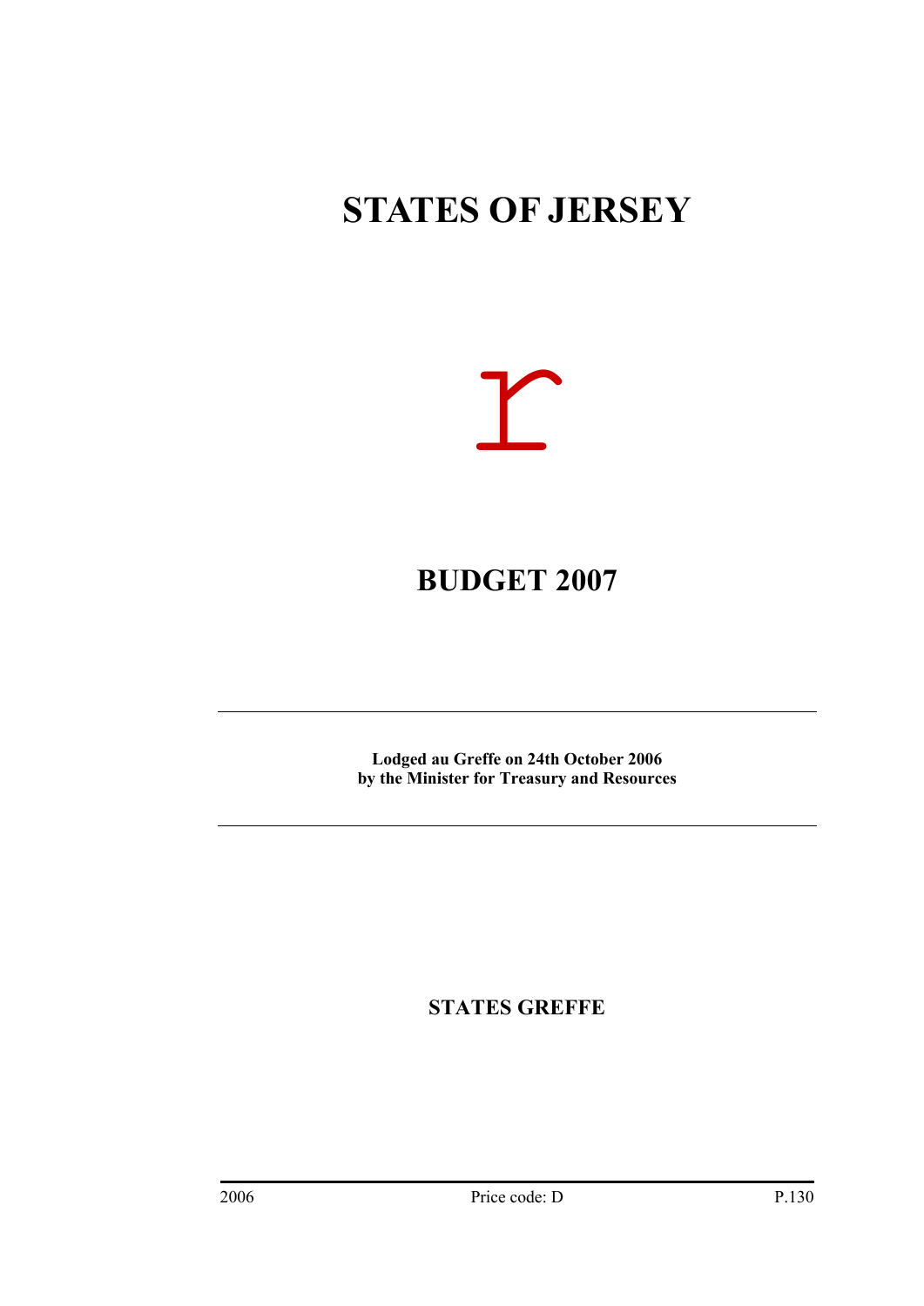# STATES OF JERSEY

# BUDGET 2007

**Lodged au Greffe on 24th October 2006**
**by the Minister for Treasury and Resources**

**STATES GREFFE**

2006 Price code: D P.130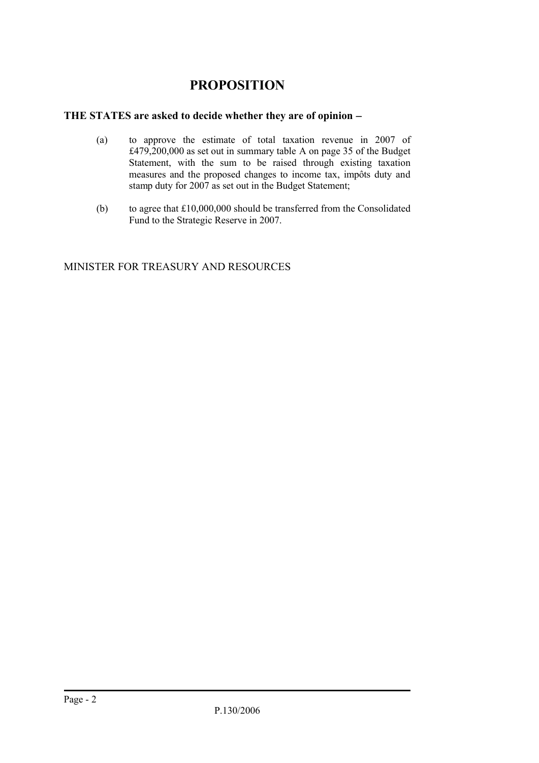# PROPOSITION

**THE STATES are asked to decide whether they are of opinion −**

(a) to approve the estimate of total taxation revenue in 2007 of £479,200,000 as set out in summary table A on page 35 of the Budget Statement, with the sum to be raised through existing taxation measures and the proposed changes to income tax, impôts duty and stamp duty for 2007 as set out in the Budget Statement;

(b) to agree that £10,000,000 should be transferred from the Consolidated Fund to the Strategic Reserve in 2007.

MINISTER FOR TREASURY AND RESOURCES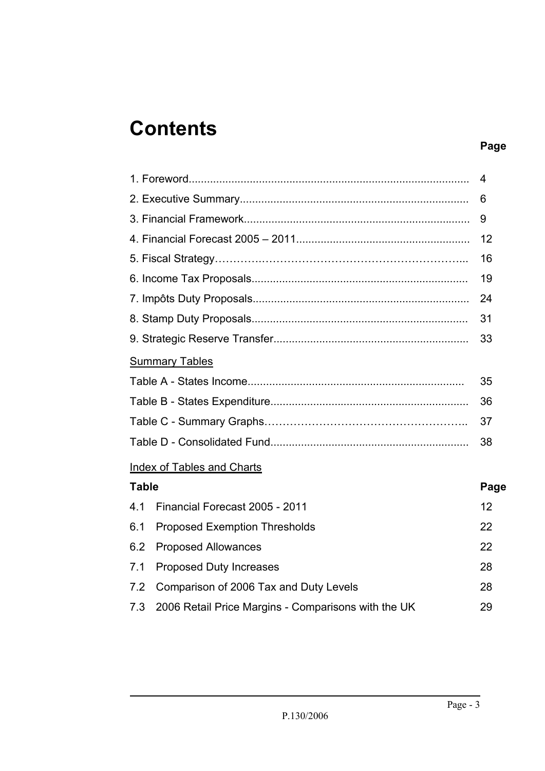# Contents

| | Page |
|---|---|
| 1. Foreword | 4 |
| 2. Executive Summary | 6 |
| 3. Financial Framework | 9 |
| 4. Financial Forecast 2005 – 2011 | 12 |
| 5. Fiscal Strategy | 16 |
| 6. Income Tax Proposals | 19 |
| 7. Impôts Duty Proposals | 24 |
| 8. Stamp Duty Proposals | 31 |
| 9. Strategic Reserve Transfer | 33 |

<u>Summary Tables</u>

| | |
|---|---|
| Table A - States Income | 35 |
| Table B - States Expenditure | 36 |
| Table C - Summary Graphs | 37 |
| Table D - Consolidated Fund | 38 |

<u>Index of Tables and Charts</u>

| Table | | Page |
|---|---|---|
| 4.1 | Financial Forecast 2005 - 2011 | 12 |
| 6.1 | Proposed Exemption Thresholds | 22 |
| 6.2 | Proposed Allowances | 22 |
| 7.1 | Proposed Duty Increases | 28 |
| 7.2 | Comparison of 2006 Tax and Duty Levels | 28 |
| 7.3 | 2006 Retail Price Margins - Comparisons with the UK | 29 |

P.130/2006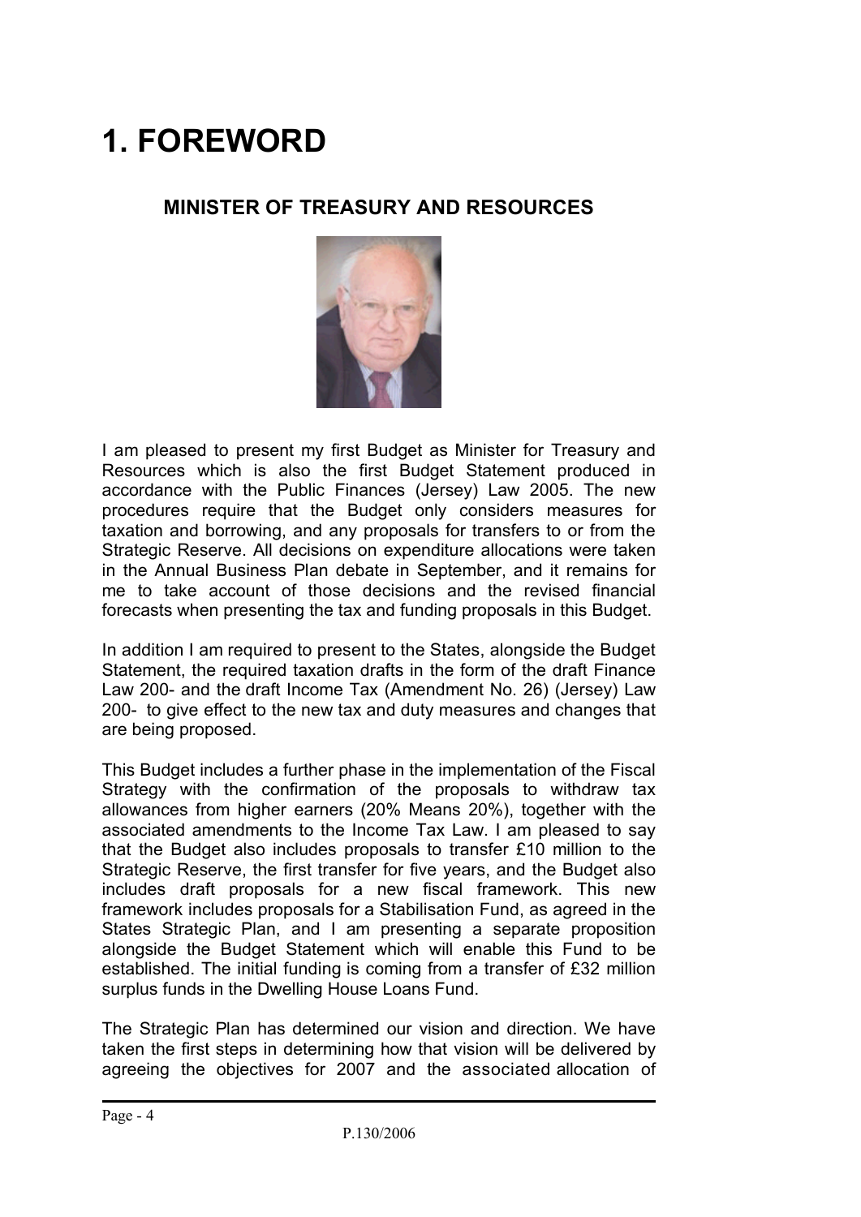# 1. FOREWORD

## MINISTER OF TREASURY AND RESOURCES

I am pleased to present my first Budget as Minister for Treasury and Resources which is also the first Budget Statement produced in accordance with the Public Finances (Jersey) Law 2005. The new procedures require that the Budget only considers measures for taxation and borrowing, and any proposals for transfers to or from the Strategic Reserve. All decisions on expenditure allocations were taken in the Annual Business Plan debate in September, and it remains for me to take account of those decisions and the revised financial forecasts when presenting the tax and funding proposals in this Budget.

In addition I am required to present to the States, alongside the Budget Statement, the required taxation drafts in the form of the draft Finance Law 200- and the draft Income Tax (Amendment No. 26) (Jersey) Law 200- to give effect to the new tax and duty measures and changes that are being proposed.

This Budget includes a further phase in the implementation of the Fiscal Strategy with the confirmation of the proposals to withdraw tax allowances from higher earners (20% Means 20%), together with the associated amendments to the Income Tax Law. I am pleased to say that the Budget also includes proposals to transfer £10 million to the Strategic Reserve, the first transfer for five years, and the Budget also includes draft proposals for a new fiscal framework. This new framework includes proposals for a Stabilisation Fund, as agreed in the States Strategic Plan, and I am presenting a separate proposition alongside the Budget Statement which will enable this Fund to be established. The initial funding is coming from a transfer of £32 million surplus funds in the Dwelling House Loans Fund.

The Strategic Plan has determined our vision and direction. We have taken the first steps in determining how that vision will be delivered by agreeing the objectives for 2007 and the associated allocation of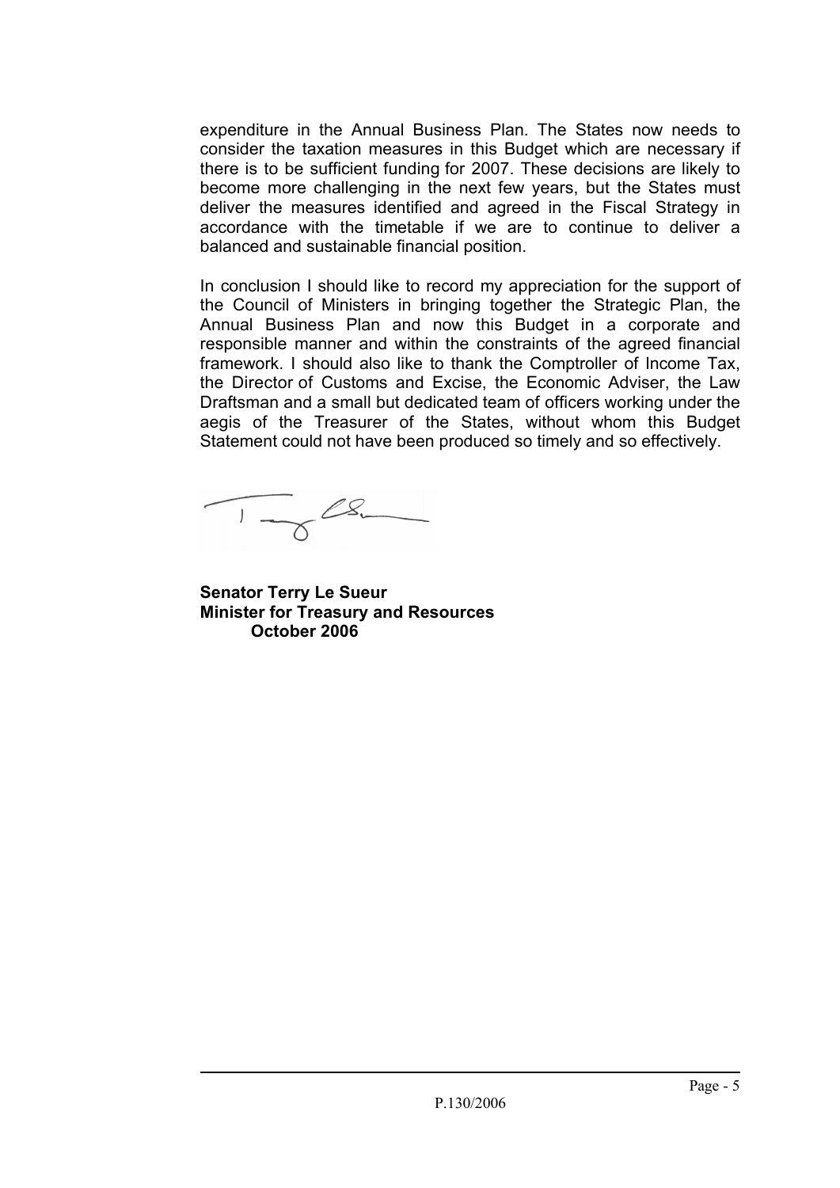expenditure in the Annual Business Plan. The States now needs to consider the taxation measures in this Budget which are necessary if there is to be sufficient funding for 2007. These decisions are likely to become more challenging in the next few years, but the States must deliver the measures identified and agreed in the Fiscal Strategy in accordance with the timetable if we are to continue to deliver a balanced and sustainable financial position.

In conclusion I should like to record my appreciation for the support of the Council of Ministers in bringing together the Strategic Plan, the Annual Business Plan and now this Budget in a corporate and responsible manner and within the constraints of the agreed financial framework. I should also like to thank the Comptroller of Income Tax, the Director of Customs and Excise, the Economic Adviser, the Law Draftsman and a small but dedicated team of officers working under the aegis of the Treasurer of the States, without whom this Budget Statement could not have been produced so timely and so effectively.

**Senator Terry Le Sueur**
**Minister for Treasury and Resources**
**October 2006**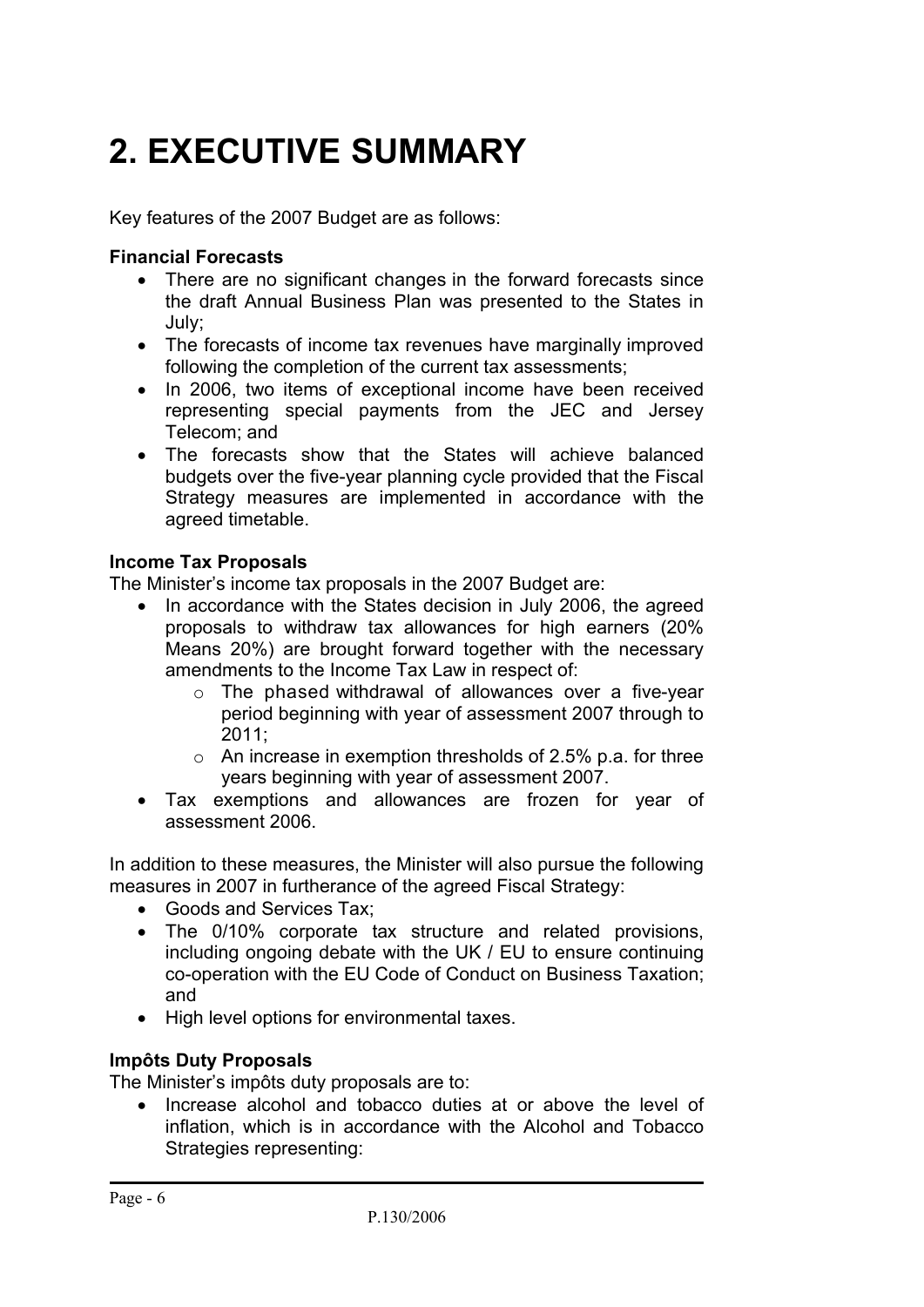# 2. EXECUTIVE SUMMARY

Key features of the 2007 Budget are as follows:

**Financial Forecasts**

- There are no significant changes in the forward forecasts since the draft Annual Business Plan was presented to the States in July;
- The forecasts of income tax revenues have marginally improved following the completion of the current tax assessments;
- In 2006, two items of exceptional income have been received representing special payments from the JEC and Jersey Telecom; and
- The forecasts show that the States will achieve balanced budgets over the five-year planning cycle provided that the Fiscal Strategy measures are implemented in accordance with the agreed timetable.

**Income Tax Proposals**

The Minister's income tax proposals in the 2007 Budget are:

- In accordance with the States decision in July 2006, the agreed proposals to withdraw tax allowances for high earners (20% Means 20%) are brought forward together with the necessary amendments to the Income Tax Law in respect of:
  - The phased withdrawal of allowances over a five-year period beginning with year of assessment 2007 through to 2011;
  - An increase in exemption thresholds of 2.5% p.a. for three years beginning with year of assessment 2007.
- Tax exemptions and allowances are frozen for year of assessment 2006.

In addition to these measures, the Minister will also pursue the following measures in 2007 in furtherance of the agreed Fiscal Strategy:

- Goods and Services Tax;
- The 0/10% corporate tax structure and related provisions, including ongoing debate with the UK / EU to ensure continuing co-operation with the EU Code of Conduct on Business Taxation; and
- High level options for environmental taxes.

**Impôts Duty Proposals**

The Minister's impôts duty proposals are to:

- Increase alcohol and tobacco duties at or above the level of inflation, which is in accordance with the Alcohol and Tobacco Strategies representing: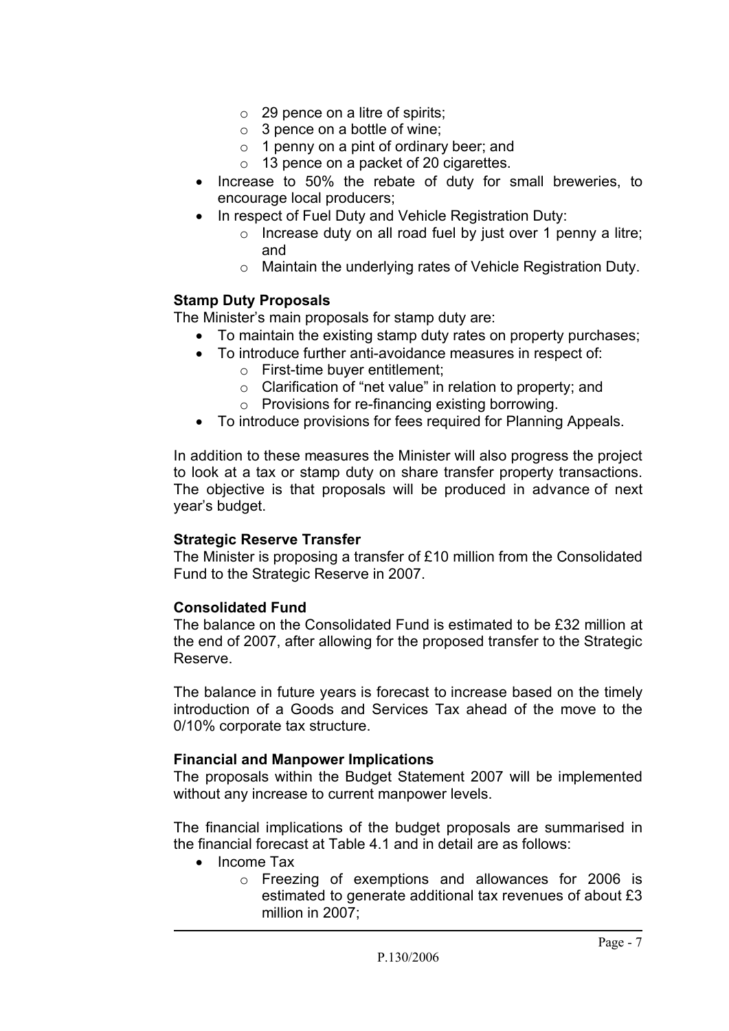- 29 pence on a litre of spirits;
    - 3 pence on a bottle of wine;
    - 1 penny on a pint of ordinary beer; and
    - 13 pence on a packet of 20 cigarettes.
- Increase to 50% the rebate of duty for small breweries, to encourage local producers;
- In respect of Fuel Duty and Vehicle Registration Duty:
    - Increase duty on all road fuel by just over 1 penny a litre; and
    - Maintain the underlying rates of Vehicle Registration Duty.

**Stamp Duty Proposals**

The Minister's main proposals for stamp duty are:

- To maintain the existing stamp duty rates on property purchases;
- To introduce further anti-avoidance measures in respect of:
    - First-time buyer entitlement;
    - Clarification of "net value" in relation to property; and
    - Provisions for re-financing existing borrowing.
- To introduce provisions for fees required for Planning Appeals.

In addition to these measures the Minister will also progress the project to look at a tax or stamp duty on share transfer property transactions. The objective is that proposals will be produced in advance of next year's budget.

**Strategic Reserve Transfer**

The Minister is proposing a transfer of £10 million from the Consolidated Fund to the Strategic Reserve in 2007.

**Consolidated Fund**

The balance on the Consolidated Fund is estimated to be £32 million at the end of 2007, after allowing for the proposed transfer to the Strategic Reserve.

The balance in future years is forecast to increase based on the timely introduction of a Goods and Services Tax ahead of the move to the 0/10% corporate tax structure.

**Financial and Manpower Implications**

The proposals within the Budget Statement 2007 will be implemented without any increase to current manpower levels.

The financial implications of the budget proposals are summarised in the financial forecast at Table 4.1 and in detail are as follows:

- Income Tax
    - Freezing of exemptions and allowances for 2006 is estimated to generate additional tax revenues of about £3 million in 2007;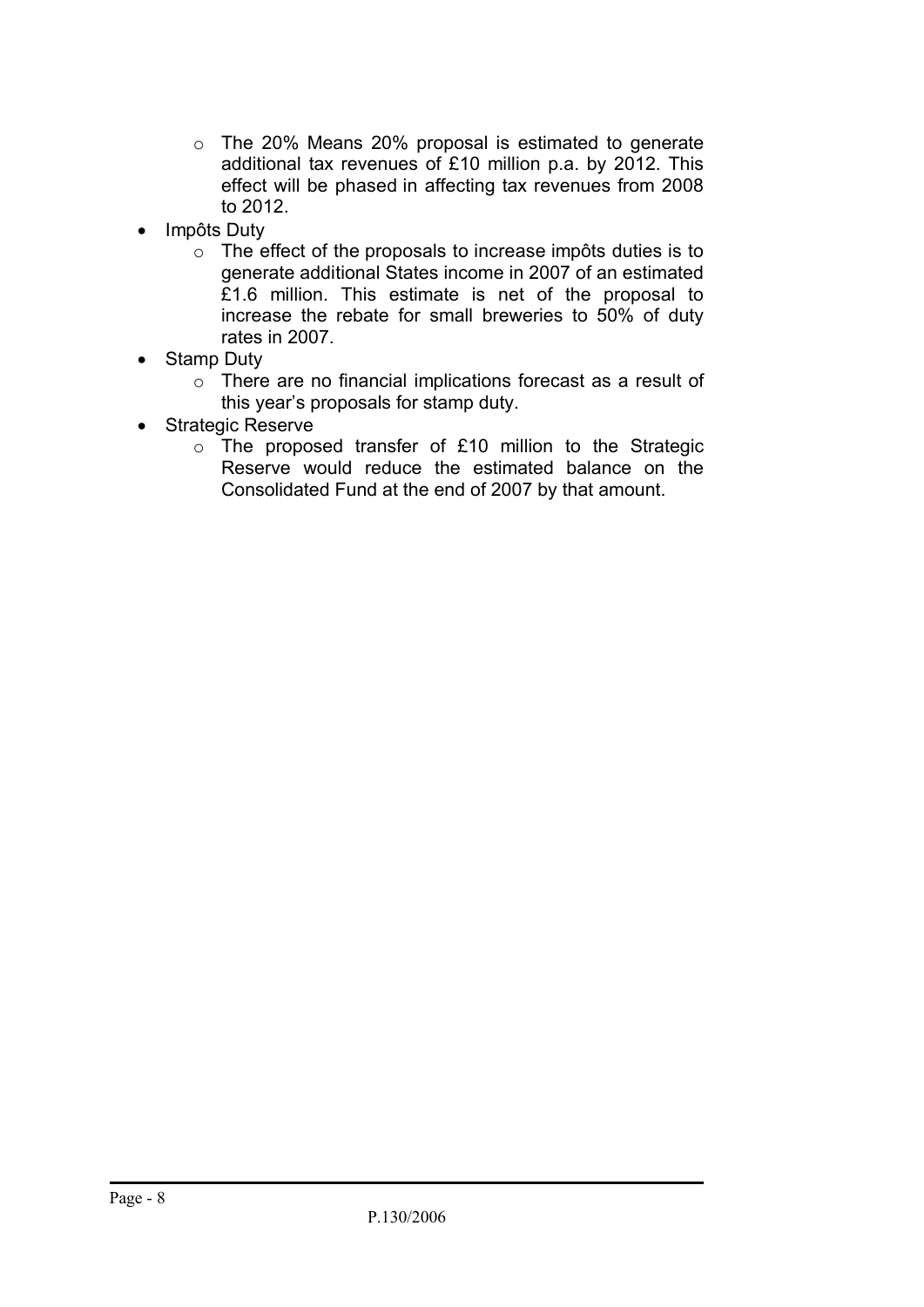- The 20% Means 20% proposal is estimated to generate additional tax revenues of £10 million p.a. by 2012. This effect will be phased in affecting tax revenues from 2008 to 2012.
- Impôts Duty
    - The effect of the proposals to increase impôts duties is to generate additional States income in 2007 of an estimated £1.6 million. This estimate is net of the proposal to increase the rebate for small breweries to 50% of duty rates in 2007.
- Stamp Duty
    - There are no financial implications forecast as a result of this year's proposals for stamp duty.
- Strategic Reserve
    - The proposed transfer of £10 million to the Strategic Reserve would reduce the estimated balance on the Consolidated Fund at the end of 2007 by that amount.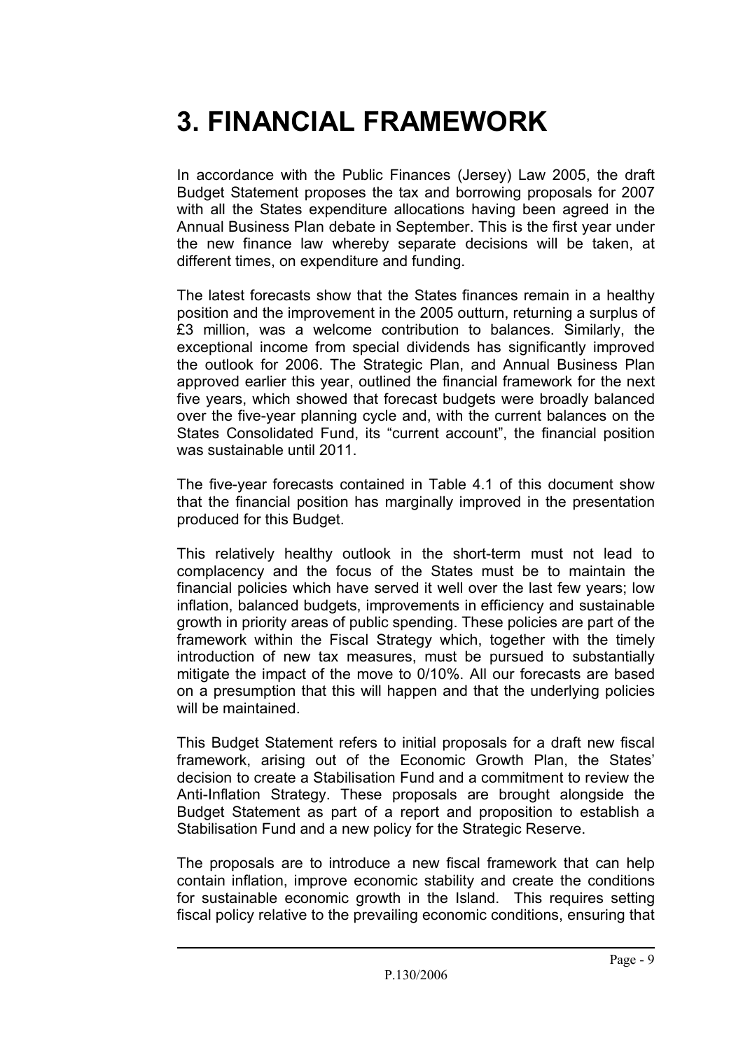# 3. FINANCIAL FRAMEWORK

In accordance with the Public Finances (Jersey) Law 2005, the draft Budget Statement proposes the tax and borrowing proposals for 2007 with all the States expenditure allocations having been agreed in the Annual Business Plan debate in September. This is the first year under the new finance law whereby separate decisions will be taken, at different times, on expenditure and funding.

The latest forecasts show that the States finances remain in a healthy position and the improvement in the 2005 outturn, returning a surplus of £3 million, was a welcome contribution to balances. Similarly, the exceptional income from special dividends has significantly improved the outlook for 2006. The Strategic Plan, and Annual Business Plan approved earlier this year, outlined the financial framework for the next five years, which showed that forecast budgets were broadly balanced over the five-year planning cycle and, with the current balances on the States Consolidated Fund, its "current account", the financial position was sustainable until 2011.

The five-year forecasts contained in Table 4.1 of this document show that the financial position has marginally improved in the presentation produced for this Budget.

This relatively healthy outlook in the short-term must not lead to complacency and the focus of the States must be to maintain the financial policies which have served it well over the last few years; low inflation, balanced budgets, improvements in efficiency and sustainable growth in priority areas of public spending. These policies are part of the framework within the Fiscal Strategy which, together with the timely introduction of new tax measures, must be pursued to substantially mitigate the impact of the move to 0/10%. All our forecasts are based on a presumption that this will happen and that the underlying policies will be maintained.

This Budget Statement refers to initial proposals for a draft new fiscal framework, arising out of the Economic Growth Plan, the States' decision to create a Stabilisation Fund and a commitment to review the Anti-Inflation Strategy. These proposals are brought alongside the Budget Statement as part of a report and proposition to establish a Stabilisation Fund and a new policy for the Strategic Reserve.

The proposals are to introduce a new fiscal framework that can help contain inflation, improve economic stability and create the conditions for sustainable economic growth in the Island. This requires setting fiscal policy relative to the prevailing economic conditions, ensuring that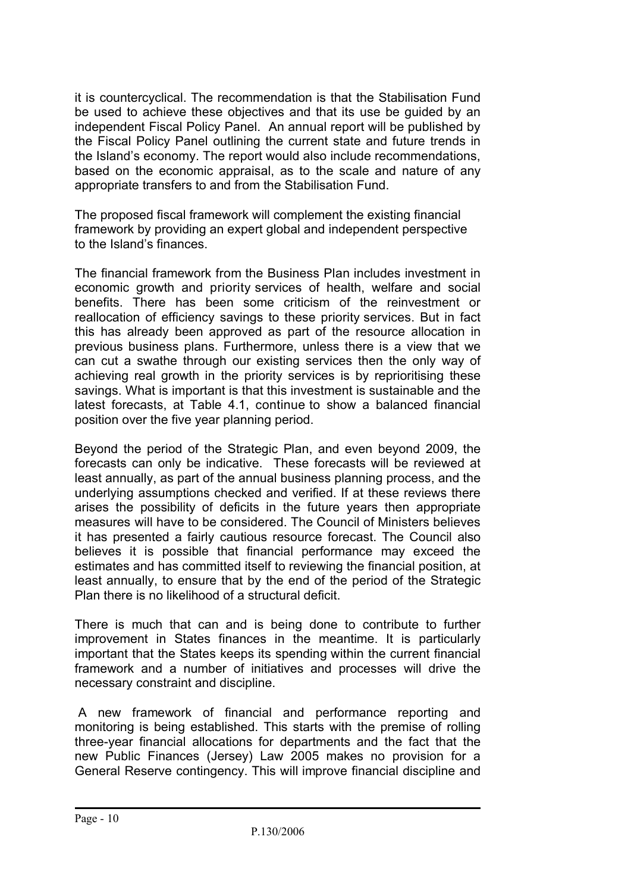it is countercyclical. The recommendation is that the Stabilisation Fund be used to achieve these objectives and that its use be guided by an independent Fiscal Policy Panel. An annual report will be published by the Fiscal Policy Panel outlining the current state and future trends in the Island's economy. The report would also include recommendations, based on the economic appraisal, as to the scale and nature of any appropriate transfers to and from the Stabilisation Fund.

The proposed fiscal framework will complement the existing financial framework by providing an expert global and independent perspective to the Island's finances.

The financial framework from the Business Plan includes investment in economic growth and priority services of health, welfare and social benefits. There has been some criticism of the reinvestment or reallocation of efficiency savings to these priority services. But in fact this has already been approved as part of the resource allocation in previous business plans. Furthermore, unless there is a view that we can cut a swathe through our existing services then the only way of achieving real growth in the priority services is by reprioritising these savings. What is important is that this investment is sustainable and the latest forecasts, at Table 4.1, continue to show a balanced financial position over the five year planning period.

Beyond the period of the Strategic Plan, and even beyond 2009, the forecasts can only be indicative. These forecasts will be reviewed at least annually, as part of the annual business planning process, and the underlying assumptions checked and verified. If at these reviews there arises the possibility of deficits in the future years then appropriate measures will have to be considered. The Council of Ministers believes it has presented a fairly cautious resource forecast. The Council also believes it is possible that financial performance may exceed the estimates and has committed itself to reviewing the financial position, at least annually, to ensure that by the end of the period of the Strategic Plan there is no likelihood of a structural deficit.

There is much that can and is being done to contribute to further improvement in States finances in the meantime. It is particularly important that the States keeps its spending within the current financial framework and a number of initiatives and processes will drive the necessary constraint and discipline.

A new framework of financial and performance reporting and monitoring is being established. This starts with the premise of rolling three-year financial allocations for departments and the fact that the new Public Finances (Jersey) Law 2005 makes no provision for a General Reserve contingency. This will improve financial discipline and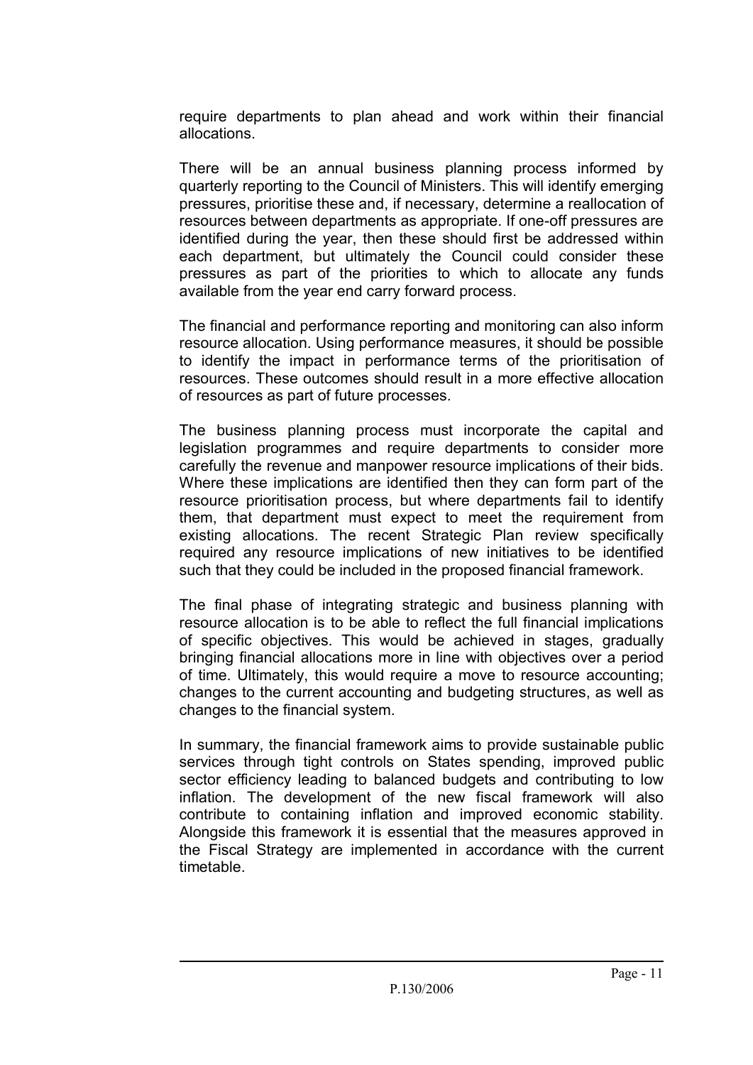require departments to plan ahead and work within their financial allocations.

There will be an annual business planning process informed by quarterly reporting to the Council of Ministers. This will identify emerging pressures, prioritise these and, if necessary, determine a reallocation of resources between departments as appropriate. If one-off pressures are identified during the year, then these should first be addressed within each department, but ultimately the Council could consider these pressures as part of the priorities to which to allocate any funds available from the year end carry forward process.

The financial and performance reporting and monitoring can also inform resource allocation. Using performance measures, it should be possible to identify the impact in performance terms of the prioritisation of resources. These outcomes should result in a more effective allocation of resources as part of future processes.

The business planning process must incorporate the capital and legislation programmes and require departments to consider more carefully the revenue and manpower resource implications of their bids. Where these implications are identified then they can form part of the resource prioritisation process, but where departments fail to identify them, that department must expect to meet the requirement from existing allocations. The recent Strategic Plan review specifically required any resource implications of new initiatives to be identified such that they could be included in the proposed financial framework.

The final phase of integrating strategic and business planning with resource allocation is to be able to reflect the full financial implications of specific objectives. This would be achieved in stages, gradually bringing financial allocations more in line with objectives over a period of time. Ultimately, this would require a move to resource accounting; changes to the current accounting and budgeting structures, as well as changes to the financial system.

In summary, the financial framework aims to provide sustainable public services through tight controls on States spending, improved public sector efficiency leading to balanced budgets and contributing to low inflation. The development of the new fiscal framework will also contribute to containing inflation and improved economic stability. Alongside this framework it is essential that the measures approved in the Fiscal Strategy are implemented in accordance with the current timetable.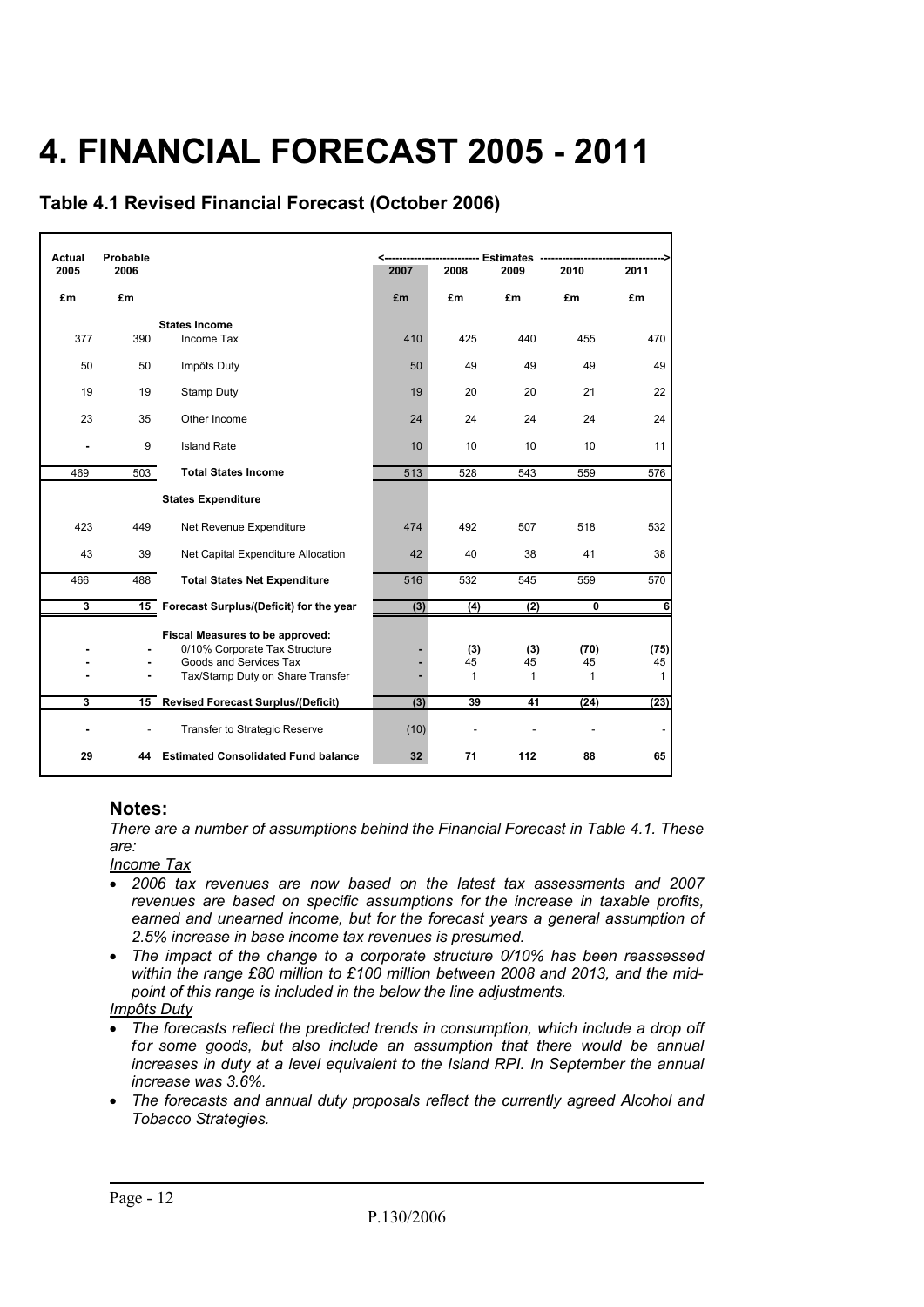# 4. FINANCIAL FORECAST 2005 - 2011

## Table 4.1 Revised Financial Forecast (October 2006)

| Actual 2005 | Probable 2006 | | <------ Estimates 2007 | 2008 | 2009 | 2010 | 2011 ------> |
|---|---|---|---|---|---|---|---|
| £m | £m | | £m | £m | £m | £m | £m |
| | | **States Income** | | | | | |
| 377 | 390 | Income Tax | 410 | 425 | 440 | 455 | 470 |
| 50 | 50 | Impôts Duty | 50 | 49 | 49 | 49 | 49 |
| 19 | 19 | Stamp Duty | 19 | 20 | 20 | 21 | 22 |
| 23 | 35 | Other Income | 24 | 24 | 24 | 24 | 24 |
| - | 9 | Island Rate | 10 | 10 | 10 | 10 | 11 |
| 469 | 503 | **Total States Income** | 513 | 528 | 543 | 559 | 576 |
| | | **States Expenditure** | | | | | |
| 423 | 449 | Net Revenue Expenditure | 474 | 492 | 507 | 518 | 532 |
| 43 | 39 | Net Capital Expenditure Allocation | 42 | 40 | 38 | 41 | 38 |
| 466 | 488 | **Total States Net Expenditure** | 516 | 532 | 545 | 559 | 570 |
| **3** | **15** | **Forecast Surplus/(Deficit) for the year** | **(3)** | **(4)** | **(2)** | **0** | **6** |
| | | **Fiscal Measures to be approved:** | | | | | |
| - | - | 0/10% Corporate Tax Structure | - | (3) | (3) | (70) | (75) |
| - | - | Goods and Services Tax | - | 45 | 45 | 45 | 45 |
| - | - | Tax/Stamp Duty on Share Transfer | - | 1 | 1 | 1 | 1 |
| **3** | **15** | **Revised Forecast Surplus/(Deficit)** | **(3)** | **39** | **41** | **(24)** | **(23)** |
| - | - | Transfer to Strategic Reserve | (10) | - | - | - | - |
| **29** | **44** | **Estimated Consolidated Fund balance** | **32** | **71** | **112** | **88** | **65** |

### Notes:

*There are a number of assumptions behind the Financial Forecast in Table 4.1. These are:*

*Income Tax*

- *2006 tax revenues are now based on the latest tax assessments and 2007 revenues are based on specific assumptions for the increase in taxable profits, earned and unearned income, but for the forecast years a general assumption of 2.5% increase in base income tax revenues is presumed.*
- *The impact of the change to a corporate structure 0/10% has been reassessed within the range £80 million to £100 million between 2008 and 2013, and the mid-point of this range is included in the below the line adjustments.*

*Impôts Duty*

- *The forecasts reflect the predicted trends in consumption, which include a drop off for some goods, but also include an assumption that there would be annual increases in duty at a level equivalent to the Island RPI. In September the annual increase was 3.6%.*
- *The forecasts and annual duty proposals reflect the currently agreed Alcohol and Tobacco Strategies.*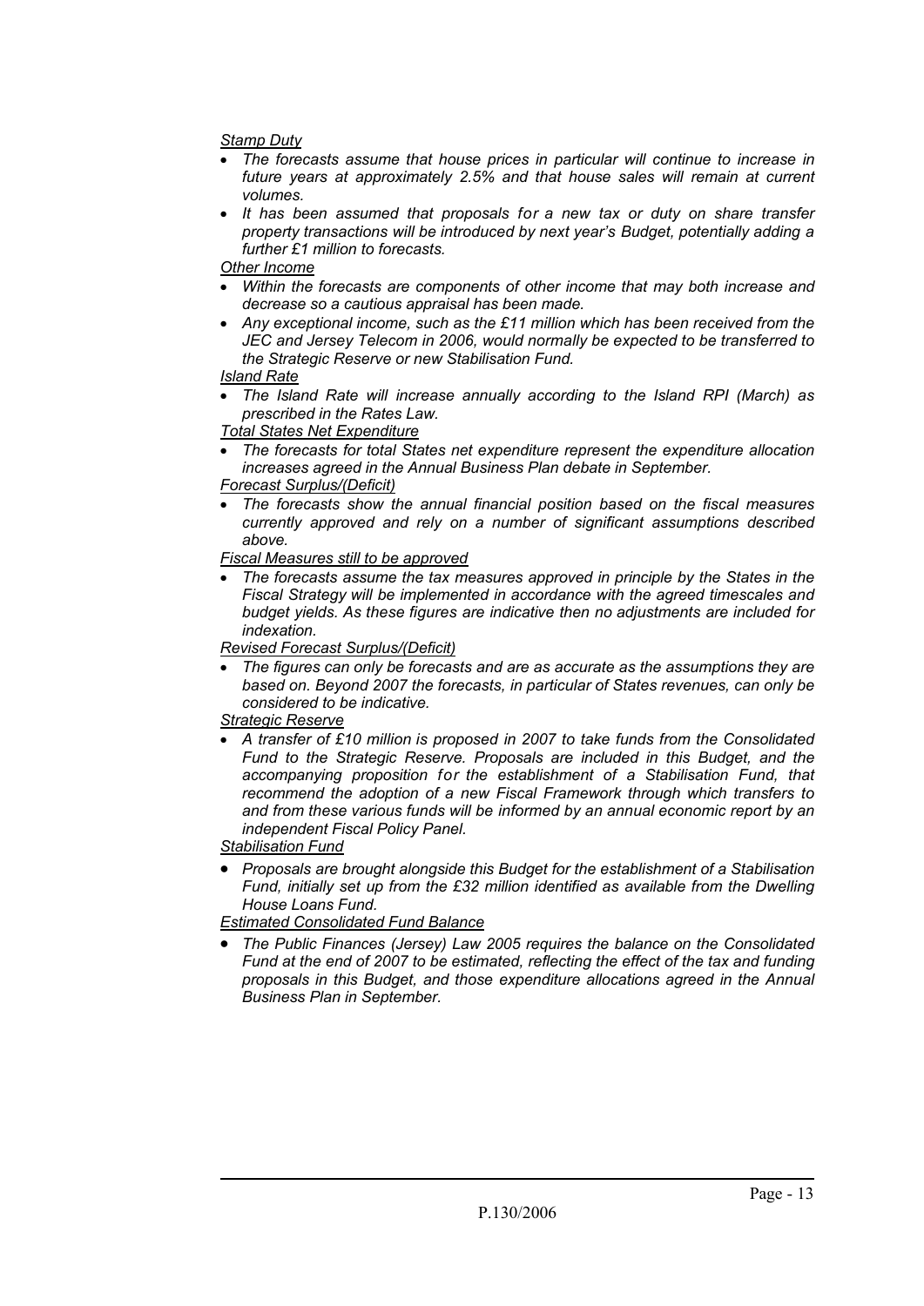*Stamp Duty*

- *The forecasts assume that house prices in particular will continue to increase in future years at approximately 2.5% and that house sales will remain at current volumes.*
- *It has been assumed that proposals for a new tax or duty on share transfer property transactions will be introduced by next year's Budget, potentially adding a further £1 million to forecasts.*

*Other Income*

- *Within the forecasts are components of other income that may both increase and decrease so a cautious appraisal has been made.*
- *Any exceptional income, such as the £11 million which has been received from the JEC and Jersey Telecom in 2006, would normally be expected to be transferred to the Strategic Reserve or new Stabilisation Fund.*

*Island Rate*

- *The Island Rate will increase annually according to the Island RPI (March) as prescribed in the Rates Law.*

*Total States Net Expenditure*

- *The forecasts for total States net expenditure represent the expenditure allocation increases agreed in the Annual Business Plan debate in September.*

*Forecast Surplus/(Deficit)*

- *The forecasts show the annual financial position based on the fiscal measures currently approved and rely on a number of significant assumptions described above.*

*Fiscal Measures still to be approved*

- *The forecasts assume the tax measures approved in principle by the States in the Fiscal Strategy will be implemented in accordance with the agreed timescales and budget yields. As these figures are indicative then no adjustments are included for indexation.*

*Revised Forecast Surplus/(Deficit)*

- *The figures can only be forecasts and are as accurate as the assumptions they are based on. Beyond 2007 the forecasts, in particular of States revenues, can only be considered to be indicative.*

*Strategic Reserve*

- *A transfer of £10 million is proposed in 2007 to take funds from the Consolidated Fund to the Strategic Reserve. Proposals are included in this Budget, and the accompanying proposition for the establishment of a Stabilisation Fund, that recommend the adoption of a new Fiscal Framework through which transfers to and from these various funds will be informed by an annual economic report by an independent Fiscal Policy Panel.*

*Stabilisation Fund*

- *Proposals are brought alongside this Budget for the establishment of a Stabilisation Fund, initially set up from the £32 million identified as available from the Dwelling House Loans Fund.*

*Estimated Consolidated Fund Balance*

- *The Public Finances (Jersey) Law 2005 requires the balance on the Consolidated Fund at the end of 2007 to be estimated, reflecting the effect of the tax and funding proposals in this Budget, and those expenditure allocations agreed in the Annual Business Plan in September.*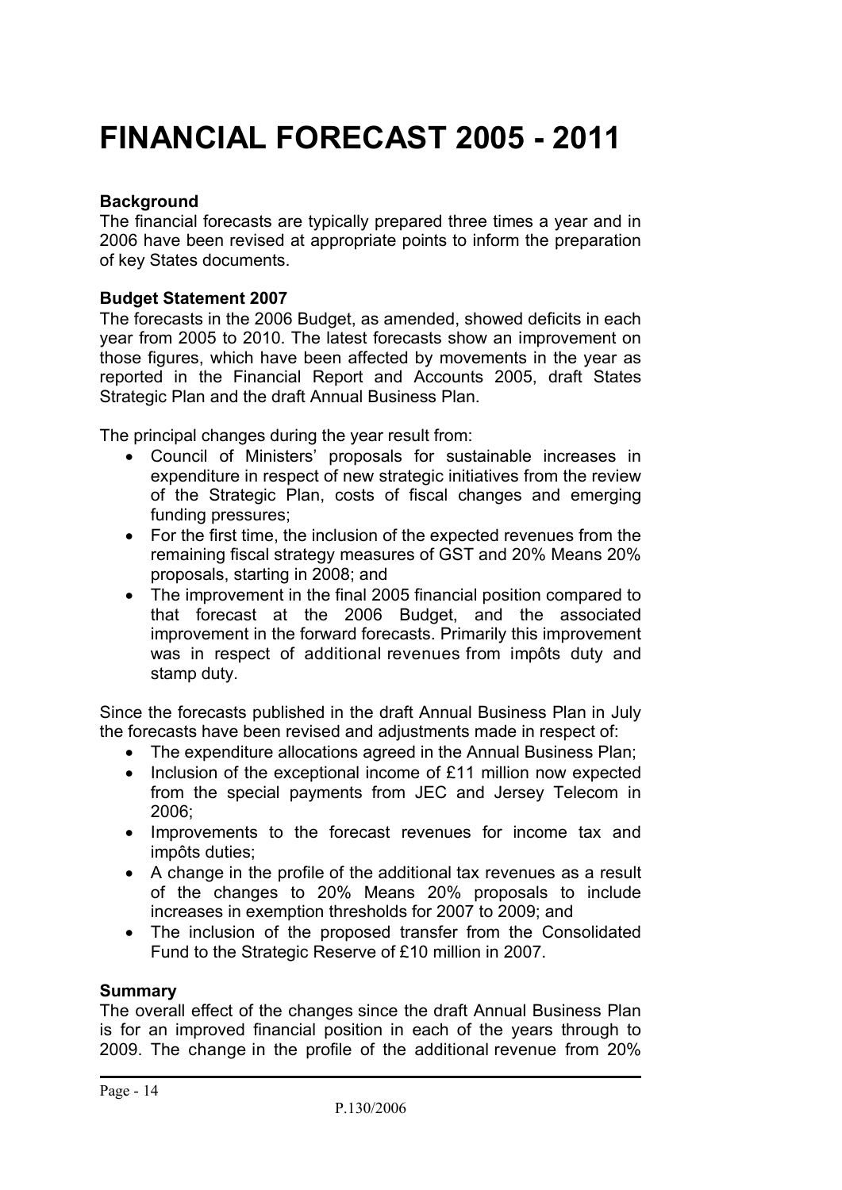# FINANCIAL FORECAST 2005 - 2011

**Background**

The financial forecasts are typically prepared three times a year and in 2006 have been revised at appropriate points to inform the preparation of key States documents.

**Budget Statement 2007**

The forecasts in the 2006 Budget, as amended, showed deficits in each year from 2005 to 2010. The latest forecasts show an improvement on those figures, which have been affected by movements in the year as reported in the Financial Report and Accounts 2005, draft States Strategic Plan and the draft Annual Business Plan.

The principal changes during the year result from:

- Council of Ministers' proposals for sustainable increases in expenditure in respect of new strategic initiatives from the review of the Strategic Plan, costs of fiscal changes and emerging funding pressures;
- For the first time, the inclusion of the expected revenues from the remaining fiscal strategy measures of GST and 20% Means 20% proposals, starting in 2008; and
- The improvement in the final 2005 financial position compared to that forecast at the 2006 Budget, and the associated improvement in the forward forecasts. Primarily this improvement was in respect of additional revenues from impôts duty and stamp duty.

Since the forecasts published in the draft Annual Business Plan in July the forecasts have been revised and adjustments made in respect of:

- The expenditure allocations agreed in the Annual Business Plan;
- Inclusion of the exceptional income of £11 million now expected from the special payments from JEC and Jersey Telecom in 2006;
- Improvements to the forecast revenues for income tax and impôts duties;
- A change in the profile of the additional tax revenues as a result of the changes to 20% Means 20% proposals to include increases in exemption thresholds for 2007 to 2009; and
- The inclusion of the proposed transfer from the Consolidated Fund to the Strategic Reserve of £10 million in 2007.

**Summary**

The overall effect of the changes since the draft Annual Business Plan is for an improved financial position in each of the years through to 2009. The change in the profile of the additional revenue from 20%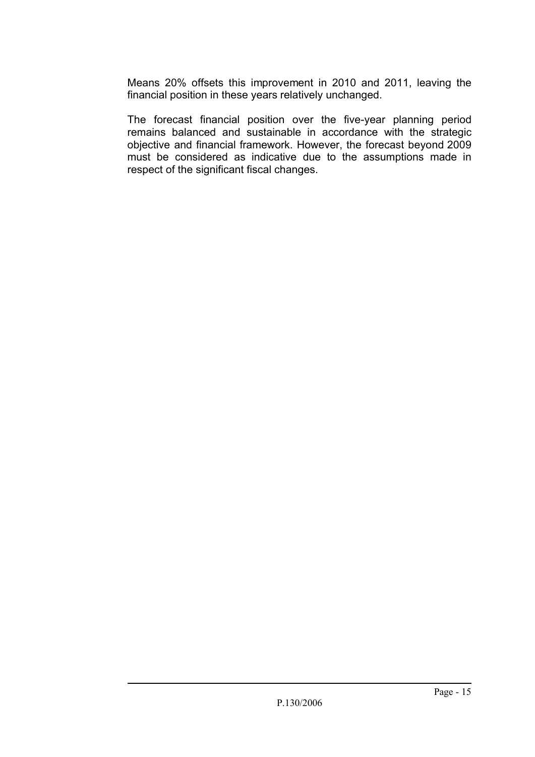Means 20% offsets this improvement in 2010 and 2011, leaving the financial position in these years relatively unchanged.

The forecast financial position over the five-year planning period remains balanced and sustainable in accordance with the strategic objective and financial framework. However, the forecast beyond 2009 must be considered as indicative due to the assumptions made in respect of the significant fiscal changes.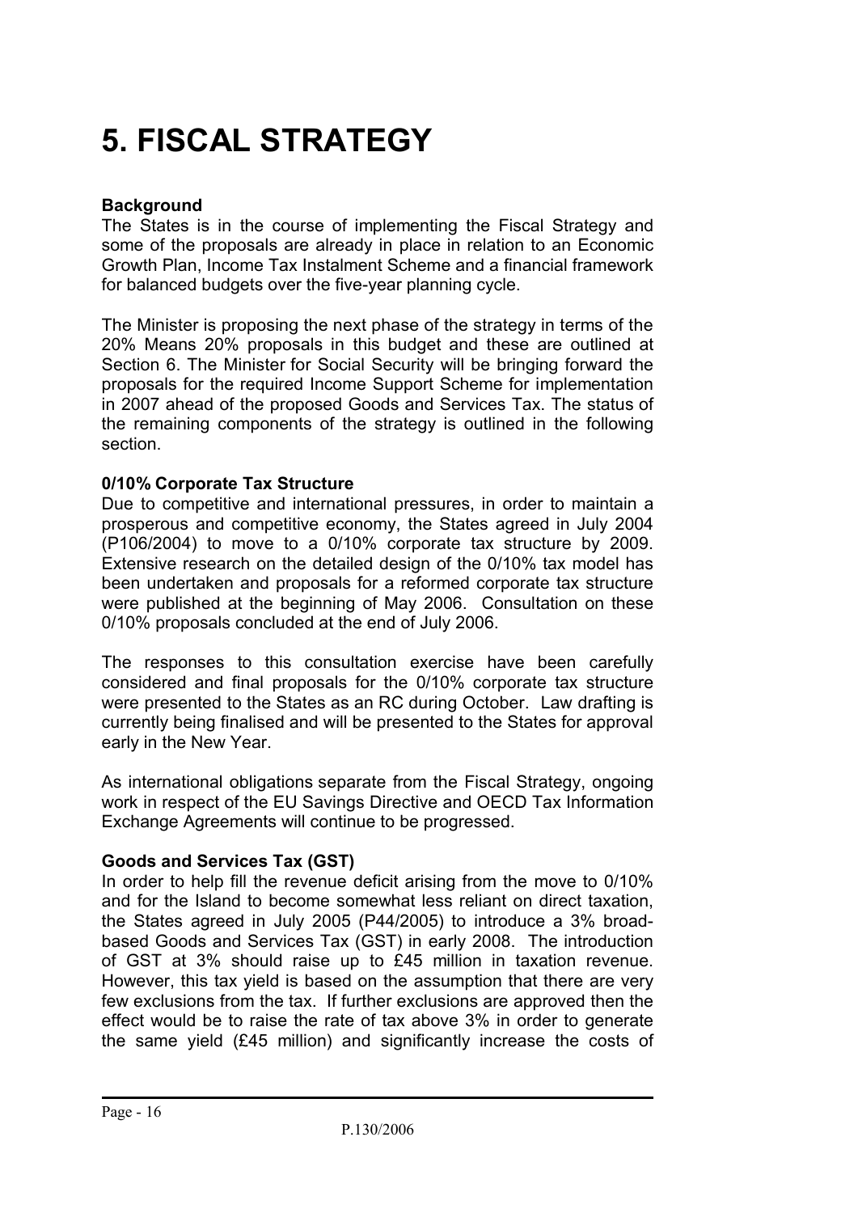# 5. FISCAL STRATEGY

**Background**

The States is in the course of implementing the Fiscal Strategy and some of the proposals are already in place in relation to an Economic Growth Plan, Income Tax Instalment Scheme and a financial framework for balanced budgets over the five-year planning cycle.

The Minister is proposing the next phase of the strategy in terms of the 20% Means 20% proposals in this budget and these are outlined at Section 6. The Minister for Social Security will be bringing forward the proposals for the required Income Support Scheme for implementation in 2007 ahead of the proposed Goods and Services Tax. The status of the remaining components of the strategy is outlined in the following section.

**0/10% Corporate Tax Structure**

Due to competitive and international pressures, in order to maintain a prosperous and competitive economy, the States agreed in July 2004 (P106/2004) to move to a 0/10% corporate tax structure by 2009. Extensive research on the detailed design of the 0/10% tax model has been undertaken and proposals for a reformed corporate tax structure were published at the beginning of May 2006. Consultation on these 0/10% proposals concluded at the end of July 2006.

The responses to this consultation exercise have been carefully considered and final proposals for the 0/10% corporate tax structure were presented to the States as an RC during October. Law drafting is currently being finalised and will be presented to the States for approval early in the New Year.

As international obligations separate from the Fiscal Strategy, ongoing work in respect of the EU Savings Directive and OECD Tax Information Exchange Agreements will continue to be progressed.

**Goods and Services Tax (GST)**

In order to help fill the revenue deficit arising from the move to 0/10% and for the Island to become somewhat less reliant on direct taxation, the States agreed in July 2005 (P44/2005) to introduce a 3% broad-based Goods and Services Tax (GST) in early 2008. The introduction of GST at 3% should raise up to £45 million in taxation revenue. However, this tax yield is based on the assumption that there are very few exclusions from the tax. If further exclusions are approved then the effect would be to raise the rate of tax above 3% in order to generate the same yield (£45 million) and significantly increase the costs of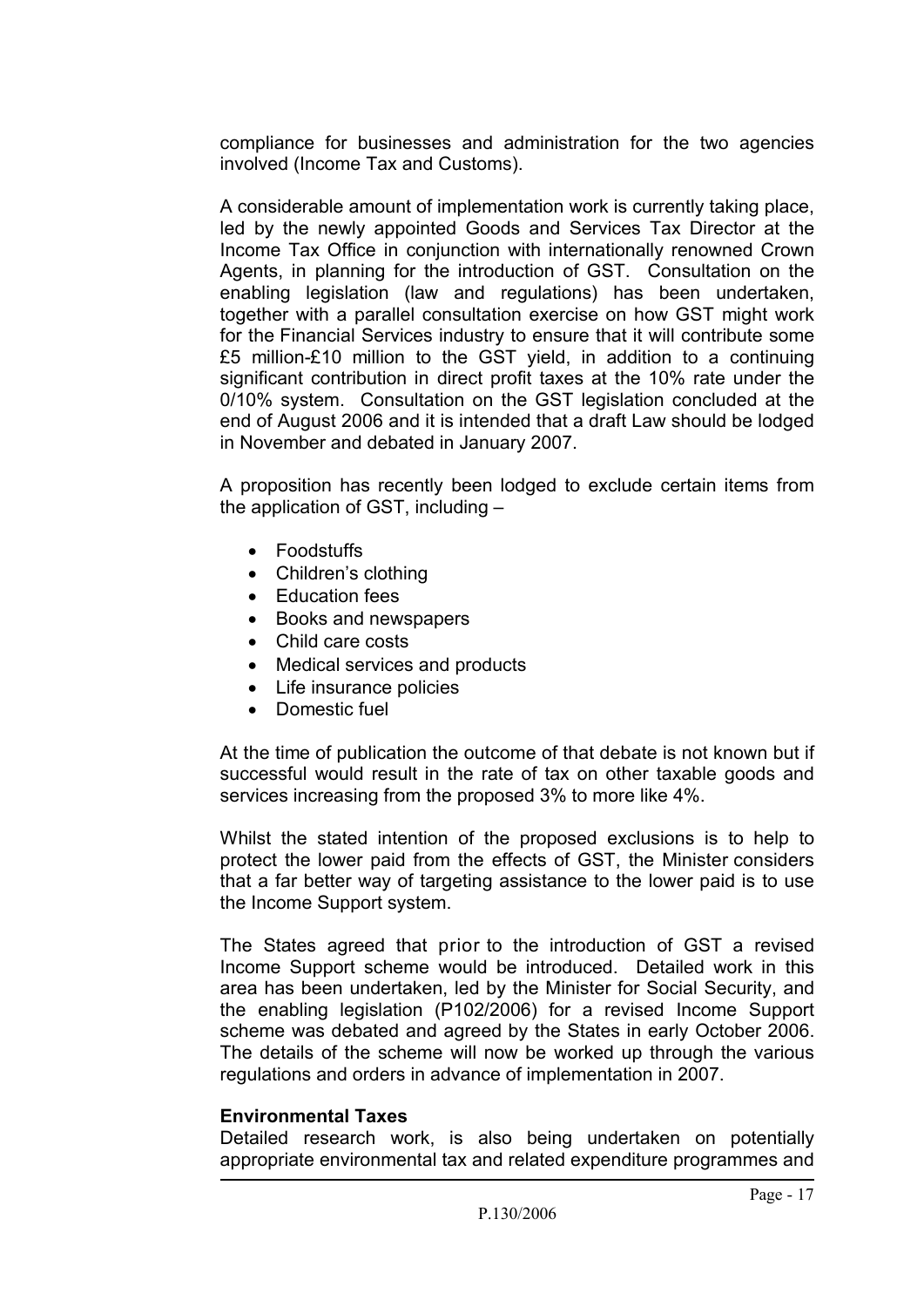compliance for businesses and administration for the two agencies involved (Income Tax and Customs).

A considerable amount of implementation work is currently taking place, led by the newly appointed Goods and Services Tax Director at the Income Tax Office in conjunction with internationally renowned Crown Agents, in planning for the introduction of GST. Consultation on the enabling legislation (law and regulations) has been undertaken, together with a parallel consultation exercise on how GST might work for the Financial Services industry to ensure that it will contribute some £5 million-£10 million to the GST yield, in addition to a continuing significant contribution in direct profit taxes at the 10% rate under the 0/10% system. Consultation on the GST legislation concluded at the end of August 2006 and it is intended that a draft Law should be lodged in November and debated in January 2007.

A proposition has recently been lodged to exclude certain items from the application of GST, including –

- Foodstuffs
- Children's clothing
- Education fees
- Books and newspapers
- Child care costs
- Medical services and products
- Life insurance policies
- Domestic fuel

At the time of publication the outcome of that debate is not known but if successful would result in the rate of tax on other taxable goods and services increasing from the proposed 3% to more like 4%.

Whilst the stated intention of the proposed exclusions is to help to protect the lower paid from the effects of GST, the Minister considers that a far better way of targeting assistance to the lower paid is to use the Income Support system.

The States agreed that prior to the introduction of GST a revised Income Support scheme would be introduced. Detailed work in this area has been undertaken, led by the Minister for Social Security, and the enabling legislation (P102/2006) for a revised Income Support scheme was debated and agreed by the States in early October 2006. The details of the scheme will now be worked up through the various regulations and orders in advance of implementation in 2007.

**Environmental Taxes**

Detailed research work, is also being undertaken on potentially appropriate environmental tax and related expenditure programmes and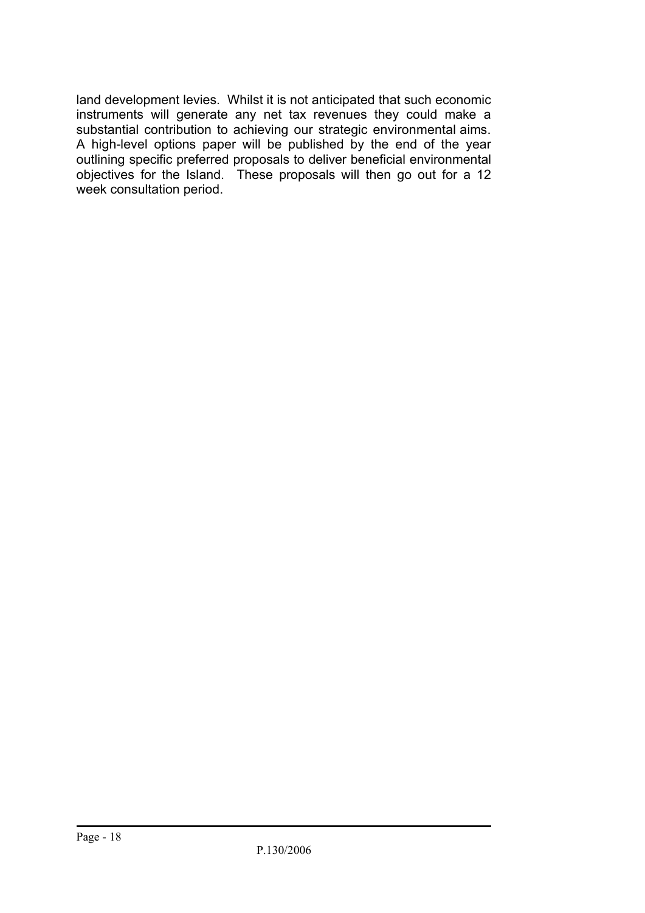land development levies. Whilst it is not anticipated that such economic instruments will generate any net tax revenues they could make a substantial contribution to achieving our strategic environmental aims. A high-level options paper will be published by the end of the year outlining specific preferred proposals to deliver beneficial environmental objectives for the Island. These proposals will then go out for a 12 week consultation period.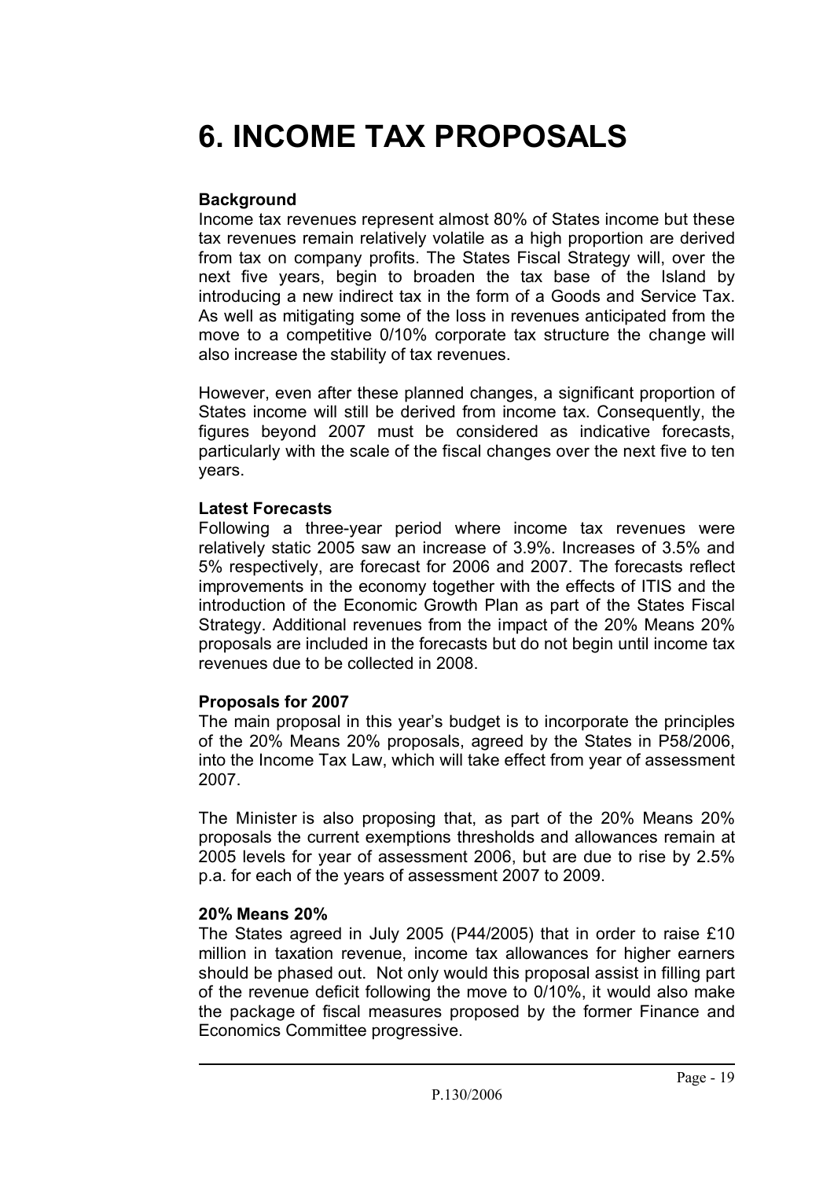# 6. INCOME TAX PROPOSALS

**Background**

Income tax revenues represent almost 80% of States income but these tax revenues remain relatively volatile as a high proportion are derived from tax on company profits. The States Fiscal Strategy will, over the next five years, begin to broaden the tax base of the Island by introducing a new indirect tax in the form of a Goods and Service Tax. As well as mitigating some of the loss in revenues anticipated from the move to a competitive 0/10% corporate tax structure the change will also increase the stability of tax revenues.

However, even after these planned changes, a significant proportion of States income will still be derived from income tax. Consequently, the figures beyond 2007 must be considered as indicative forecasts, particularly with the scale of the fiscal changes over the next five to ten years.

**Latest Forecasts**

Following a three-year period where income tax revenues were relatively static 2005 saw an increase of 3.9%. Increases of 3.5% and 5% respectively, are forecast for 2006 and 2007. The forecasts reflect improvements in the economy together with the effects of ITIS and the introduction of the Economic Growth Plan as part of the States Fiscal Strategy. Additional revenues from the impact of the 20% Means 20% proposals are included in the forecasts but do not begin until income tax revenues due to be collected in 2008.

**Proposals for 2007**

The main proposal in this year's budget is to incorporate the principles of the 20% Means 20% proposals, agreed by the States in P58/2006, into the Income Tax Law, which will take effect from year of assessment 2007.

The Minister is also proposing that, as part of the 20% Means 20% proposals the current exemptions thresholds and allowances remain at 2005 levels for year of assessment 2006, but are due to rise by 2.5% p.a. for each of the years of assessment 2007 to 2009.

**20% Means 20%**

The States agreed in July 2005 (P44/2005) that in order to raise £10 million in taxation revenue, income tax allowances for higher earners should be phased out. Not only would this proposal assist in filling part of the revenue deficit following the move to 0/10%, it would also make the package of fiscal measures proposed by the former Finance and Economics Committee progressive.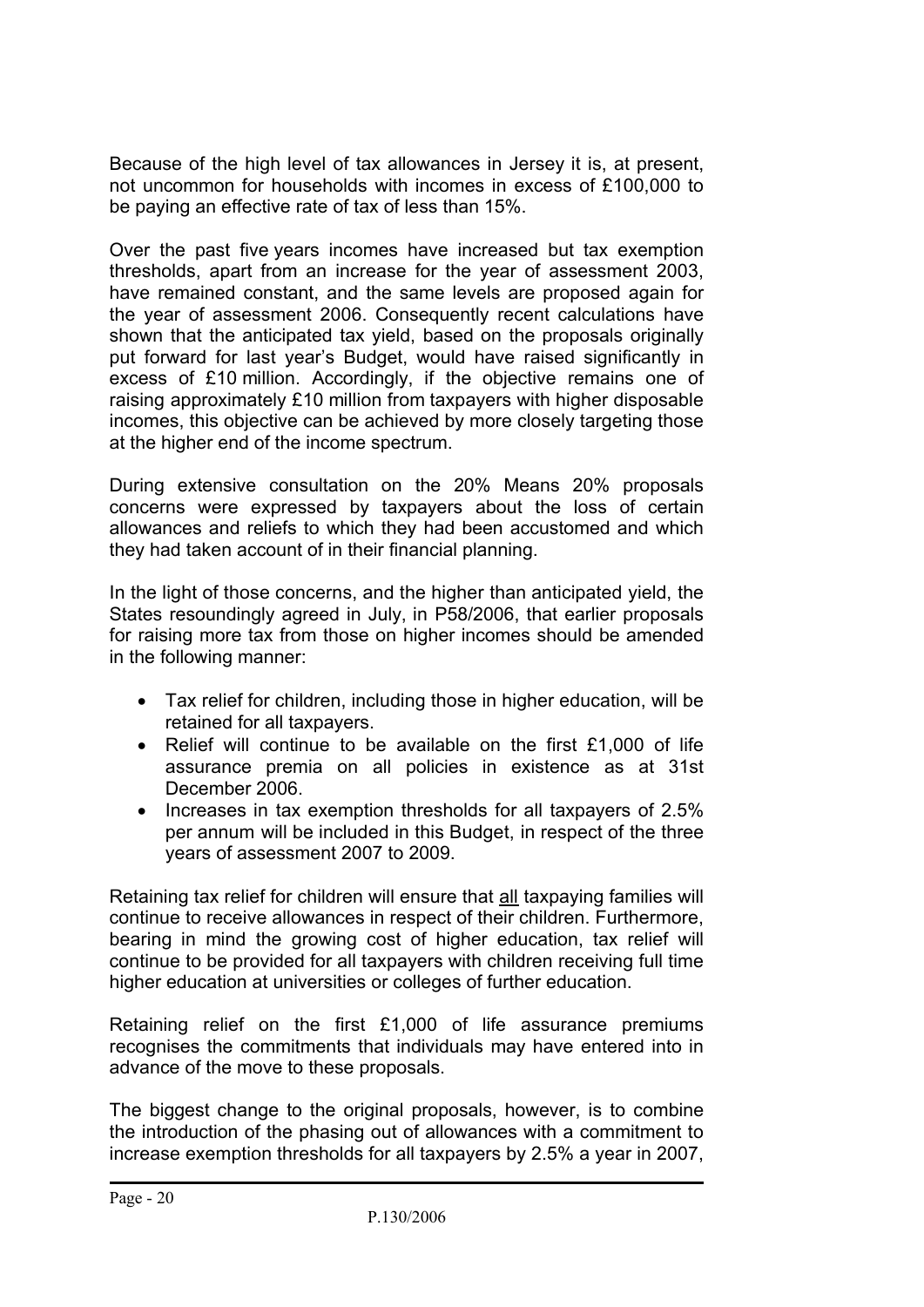Because of the high level of tax allowances in Jersey it is, at present, not uncommon for households with incomes in excess of £100,000 to be paying an effective rate of tax of less than 15%.

Over the past five years incomes have increased but tax exemption thresholds, apart from an increase for the year of assessment 2003, have remained constant, and the same levels are proposed again for the year of assessment 2006. Consequently recent calculations have shown that the anticipated tax yield, based on the proposals originally put forward for last year's Budget, would have raised significantly in excess of £10 million. Accordingly, if the objective remains one of raising approximately £10 million from taxpayers with higher disposable incomes, this objective can be achieved by more closely targeting those at the higher end of the income spectrum.

During extensive consultation on the 20% Means 20% proposals concerns were expressed by taxpayers about the loss of certain allowances and reliefs to which they had been accustomed and which they had taken account of in their financial planning.

In the light of those concerns, and the higher than anticipated yield, the States resoundingly agreed in July, in P58/2006, that earlier proposals for raising more tax from those on higher incomes should be amended in the following manner:

- Tax relief for children, including those in higher education, will be retained for all taxpayers.
- Relief will continue to be available on the first £1,000 of life assurance premia on all policies in existence as at 31st December 2006.
- Increases in tax exemption thresholds for all taxpayers of 2.5% per annum will be included in this Budget, in respect of the three years of assessment 2007 to 2009.

Retaining tax relief for children will ensure that <u>all</u> taxpaying families will continue to receive allowances in respect of their children. Furthermore, bearing in mind the growing cost of higher education, tax relief will continue to be provided for all taxpayers with children receiving full time higher education at universities or colleges of further education.

Retaining relief on the first £1,000 of life assurance premiums recognises the commitments that individuals may have entered into in advance of the move to these proposals.

The biggest change to the original proposals, however, is to combine the introduction of the phasing out of allowances with a commitment to increase exemption thresholds for all taxpayers by 2.5% a year in 2007,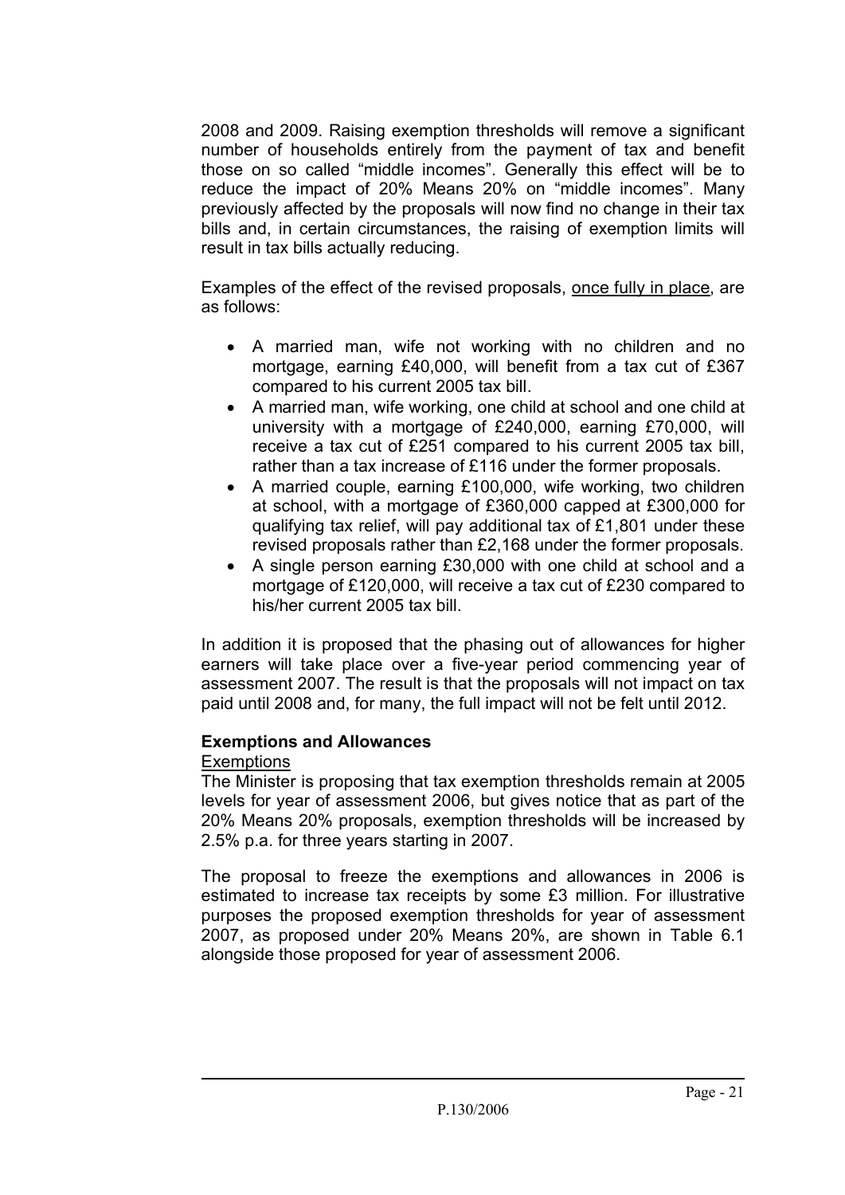2008 and 2009. Raising exemption thresholds will remove a significant number of households entirely from the payment of tax and benefit those on so called "middle incomes". Generally this effect will be to reduce the impact of 20% Means 20% on "middle incomes". Many previously affected by the proposals will now find no change in their tax bills and, in certain circumstances, the raising of exemption limits will result in tax bills actually reducing.

Examples of the effect of the revised proposals, <u>once fully in place</u>, are as follows:

- A married man, wife not working with no children and no mortgage, earning £40,000, will benefit from a tax cut of £367 compared to his current 2005 tax bill.
- A married man, wife working, one child at school and one child at university with a mortgage of £240,000, earning £70,000, will receive a tax cut of £251 compared to his current 2005 tax bill, rather than a tax increase of £116 under the former proposals.
- A married couple, earning £100,000, wife working, two children at school, with a mortgage of £360,000 capped at £300,000 for qualifying tax relief, will pay additional tax of £1,801 under these revised proposals rather than £2,168 under the former proposals.
- A single person earning £30,000 with one child at school and a mortgage of £120,000, will receive a tax cut of £230 compared to his/her current 2005 tax bill.

In addition it is proposed that the phasing out of allowances for higher earners will take place over a five-year period commencing year of assessment 2007. The result is that the proposals will not impact on tax paid until 2008 and, for many, the full impact will not be felt until 2012.

### Exemptions and Allowances

<u>Exemptions</u>

The Minister is proposing that tax exemption thresholds remain at 2005 levels for year of assessment 2006, but gives notice that as part of the 20% Means 20% proposals, exemption thresholds will be increased by 2.5% p.a. for three years starting in 2007.

The proposal to freeze the exemptions and allowances in 2006 is estimated to increase tax receipts by some £3 million. For illustrative purposes the proposed exemption thresholds for year of assessment 2007, as proposed under 20% Means 20%, are shown in Table 6.1 alongside those proposed for year of assessment 2006.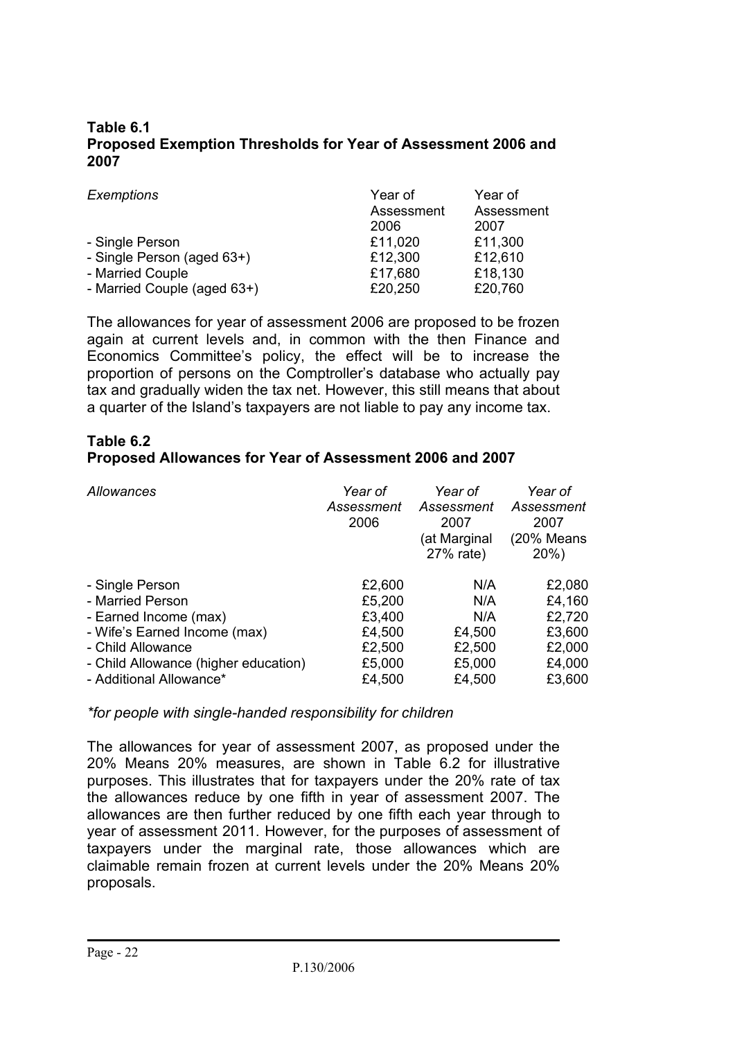**Table 6.1**
**Proposed Exemption Thresholds for Year of Assessment 2006 and 2007**

| *Exemptions* | Year of Assessment 2006 | Year of Assessment 2007 |
|---|---|---|
| - Single Person | £11,020 | £11,300 |
| - Single Person (aged 63+) | £12,300 | £12,610 |
| - Married Couple | £17,680 | £18,130 |
| - Married Couple (aged 63+) | £20,250 | £20,760 |

The allowances for year of assessment 2006 are proposed to be frozen again at current levels and, in common with the then Finance and Economics Committee's policy, the effect will be to increase the proportion of persons on the Comptroller's database who actually pay tax and gradually widen the tax net. However, this still means that about a quarter of the Island's taxpayers are not liable to pay any income tax.

**Table 6.2**
**Proposed Allowances for Year of Assessment 2006 and 2007**

| *Allowances* | *Year of Assessment 2006* | *Year of Assessment 2007 (at Marginal 27% rate)* | *Year of Assessment 2007 (20% Means 20%)* |
|---|---|---|---|
| - Single Person | £2,600 | N/A | £2,080 |
| - Married Person | £5,200 | N/A | £4,160 |
| - Earned Income (max) | £3,400 | N/A | £2,720 |
| - Wife's Earned Income (max) | £4,500 | £4,500 | £3,600 |
| - Child Allowance | £2,500 | £2,500 | £2,000 |
| - Child Allowance (higher education) | £5,000 | £5,000 | £4,000 |
| - Additional Allowance* | £4,500 | £4,500 | £3,600 |

*\*for people with single-handed responsibility for children*

The allowances for year of assessment 2007, as proposed under the 20% Means 20% measures, are shown in Table 6.2 for illustrative purposes. This illustrates that for taxpayers under the 20% rate of tax the allowances reduce by one fifth in year of assessment 2007. The allowances are then further reduced by one fifth each year through to year of assessment 2011. However, for the purposes of assessment of taxpayers under the marginal rate, those allowances which are claimable remain frozen at current levels under the 20% Means 20% proposals.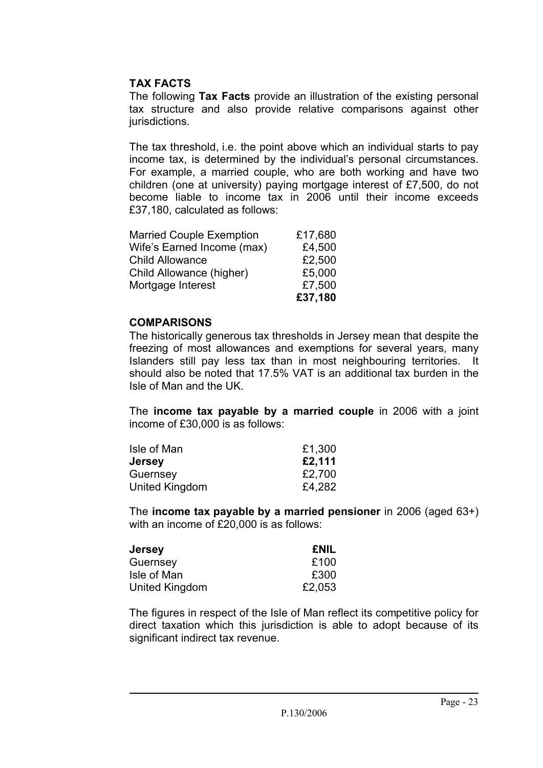## TAX FACTS

The following **Tax Facts** provide an illustration of the existing personal tax structure and also provide relative comparisons against other jurisdictions.

The tax threshold, i.e. the point above which an individual starts to pay income tax, is determined by the individual's personal circumstances. For example, a married couple, who are both working and have two children (one at university) paying mortgage interest of £7,500, do not become liable to income tax in 2006 until their income exceeds £37,180, calculated as follows:

| | |
|---|---|
| Married Couple Exemption | £17,680 |
| Wife's Earned Income (max) | £4,500 |
| Child Allowance | £2,500 |
| Child Allowance (higher) | £5,000 |
| Mortgage Interest | £7,500 |
| | **£37,180** |

## COMPARISONS

The historically generous tax thresholds in Jersey mean that despite the freezing of most allowances and exemptions for several years, many Islanders still pay less tax than in most neighbouring territories. It should also be noted that 17.5% VAT is an additional tax burden in the Isle of Man and the UK.

The **income tax payable by a married couple** in 2006 with a joint income of £30,000 is as follows:

| | |
|---|---|
| Isle of Man | £1,300 |
| **Jersey** | **£2,111** |
| Guernsey | £2,700 |
| United Kingdom | £4,282 |

The **income tax payable by a married pensioner** in 2006 (aged 63+) with an income of £20,000 is as follows:

| | |
|---|---|
| **Jersey** | **£NIL** |
| Guernsey | £100 |
| Isle of Man | £300 |
| United Kingdom | £2,053 |

The figures in respect of the Isle of Man reflect its competitive policy for direct taxation which this jurisdiction is able to adopt because of its significant indirect tax revenue.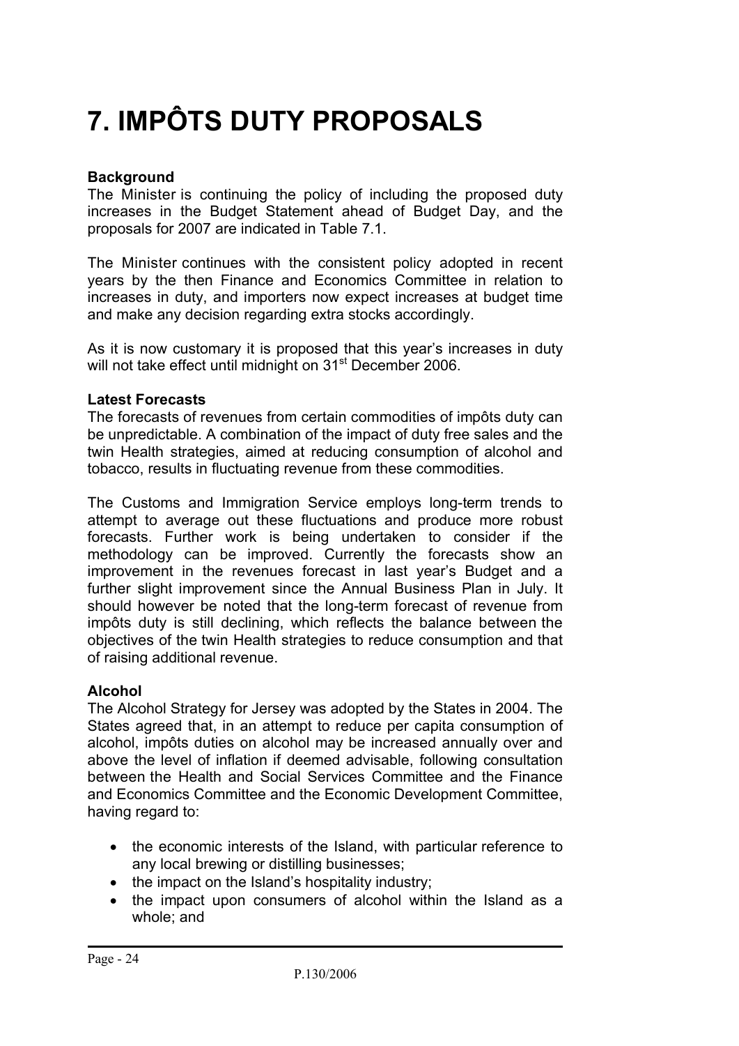# 7. IMPÔTS DUTY PROPOSALS

**Background**
The Minister is continuing the policy of including the proposed duty increases in the Budget Statement ahead of Budget Day, and the proposals for 2007 are indicated in Table 7.1.

The Minister continues with the consistent policy adopted in recent years by the then Finance and Economics Committee in relation to increases in duty, and importers now expect increases at budget time and make any decision regarding extra stocks accordingly.

As it is now customary it is proposed that this year's increases in duty will not take effect until midnight on 31st December 2006.

**Latest Forecasts**
The forecasts of revenues from certain commodities of impôts duty can be unpredictable. A combination of the impact of duty free sales and the twin Health strategies, aimed at reducing consumption of alcohol and tobacco, results in fluctuating revenue from these commodities.

The Customs and Immigration Service employs long-term trends to attempt to average out these fluctuations and produce more robust forecasts. Further work is being undertaken to consider if the methodology can be improved. Currently the forecasts show an improvement in the revenues forecast in last year's Budget and a further slight improvement since the Annual Business Plan in July. It should however be noted that the long-term forecast of revenue from impôts duty is still declining, which reflects the balance between the objectives of the twin Health strategies to reduce consumption and that of raising additional revenue.

**Alcohol**
The Alcohol Strategy for Jersey was adopted by the States in 2004. The States agreed that, in an attempt to reduce per capita consumption of alcohol, impôts duties on alcohol may be increased annually over and above the level of inflation if deemed advisable, following consultation between the Health and Social Services Committee and the Finance and Economics Committee and the Economic Development Committee, having regard to:

- the economic interests of the Island, with particular reference to any local brewing or distilling businesses;
- the impact on the Island's hospitality industry;
- the impact upon consumers of alcohol within the Island as a whole; and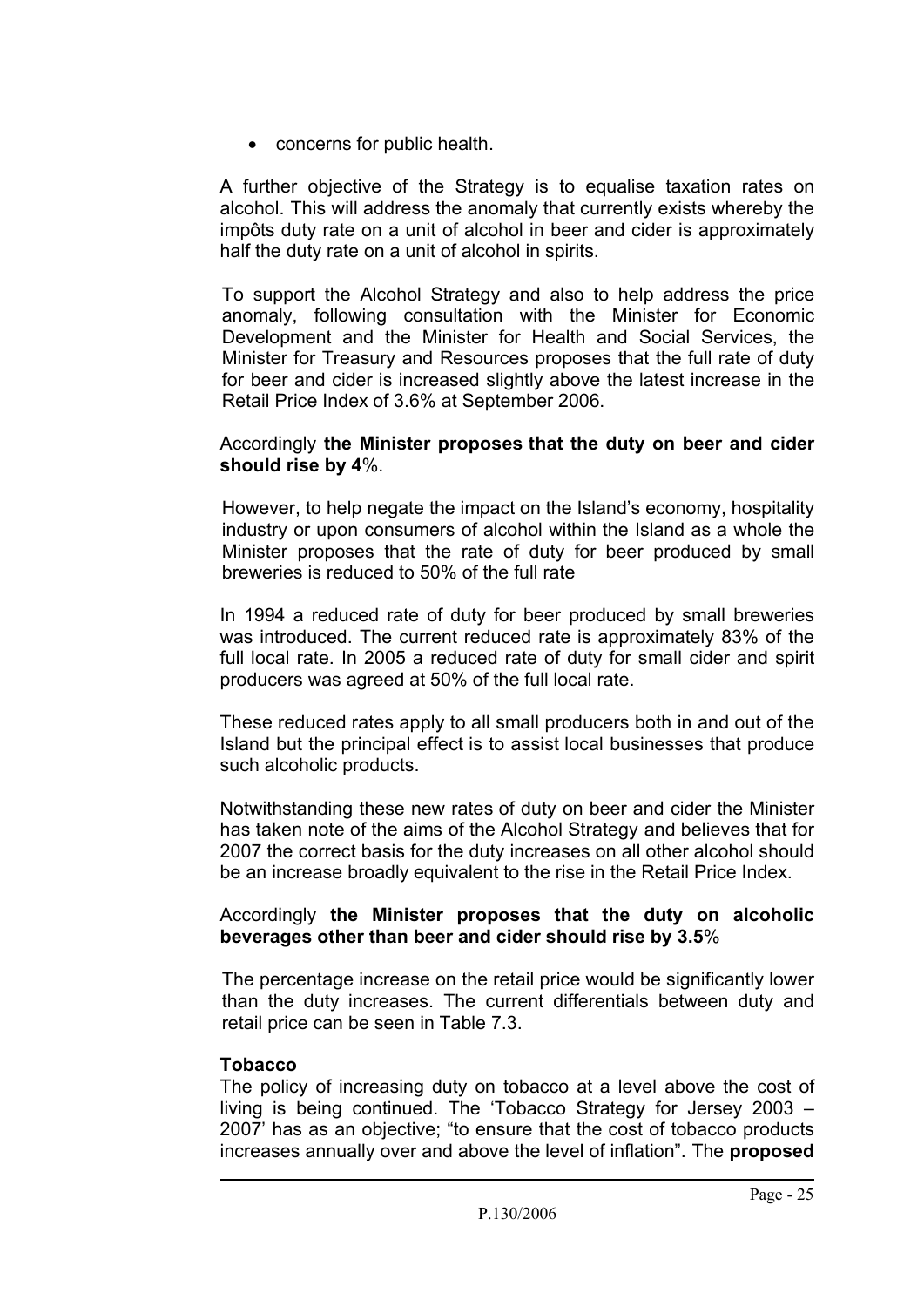- concerns for public health.

A further objective of the Strategy is to equalise taxation rates on alcohol. This will address the anomaly that currently exists whereby the impôts duty rate on a unit of alcohol in beer and cider is approximately half the duty rate on a unit of alcohol in spirits.

To support the Alcohol Strategy and also to help address the price anomaly, following consultation with the Minister for Economic Development and the Minister for Health and Social Services, the Minister for Treasury and Resources proposes that the full rate of duty for beer and cider is increased slightly above the latest increase in the Retail Price Index of 3.6% at September 2006.

Accordingly **the Minister proposes that the duty on beer and cider should rise by 4**%.

However, to help negate the impact on the Island's economy, hospitality industry or upon consumers of alcohol within the Island as a whole the Minister proposes that the rate of duty for beer produced by small breweries is reduced to 50% of the full rate

In 1994 a reduced rate of duty for beer produced by small breweries was introduced. The current reduced rate is approximately 83% of the full local rate. In 2005 a reduced rate of duty for small cider and spirit producers was agreed at 50% of the full local rate.

These reduced rates apply to all small producers both in and out of the Island but the principal effect is to assist local businesses that produce such alcoholic products.

Notwithstanding these new rates of duty on beer and cider the Minister has taken note of the aims of the Alcohol Strategy and believes that for 2007 the correct basis for the duty increases on all other alcohol should be an increase broadly equivalent to the rise in the Retail Price Index.

Accordingly **the Minister proposes that the duty on alcoholic beverages other than beer and cider should rise by 3.5**%

The percentage increase on the retail price would be significantly lower than the duty increases. The current differentials between duty and retail price can be seen in Table 7.3.

**Tobacco**

The policy of increasing duty on tobacco at a level above the cost of living is being continued. The 'Tobacco Strategy for Jersey 2003 – 2007' has as an objective; "to ensure that the cost of tobacco products increases annually over and above the level of inflation". The **proposed**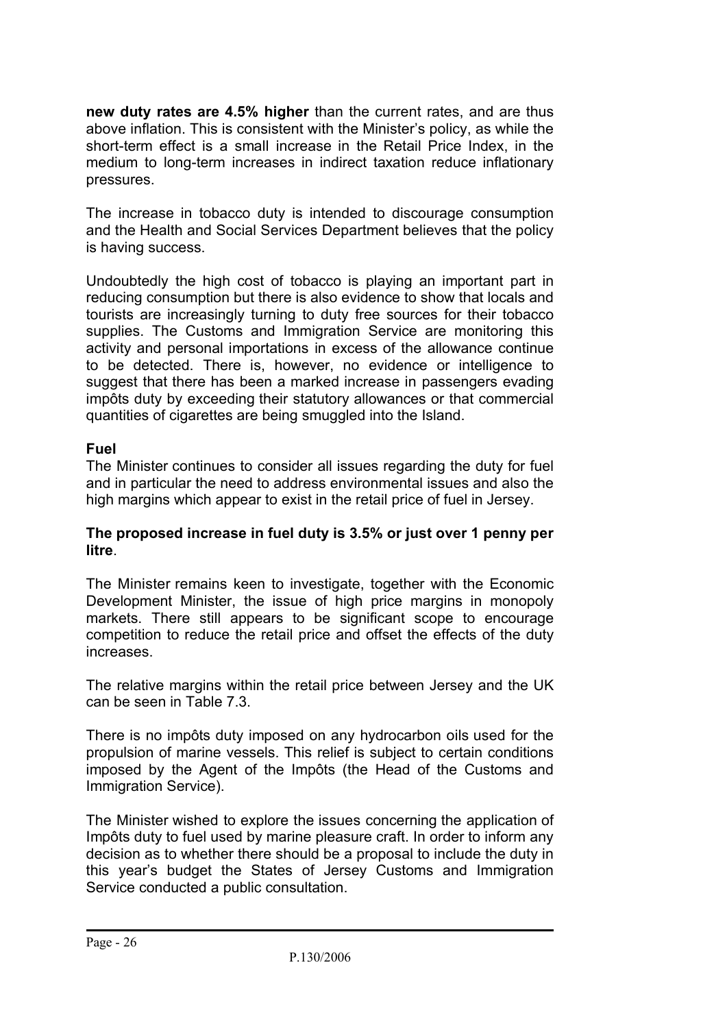**new duty rates are 4.5% higher** than the current rates, and are thus above inflation. This is consistent with the Minister's policy, as while the short-term effect is a small increase in the Retail Price Index, in the medium to long-term increases in indirect taxation reduce inflationary pressures.

The increase in tobacco duty is intended to discourage consumption and the Health and Social Services Department believes that the policy is having success.

Undoubtedly the high cost of tobacco is playing an important part in reducing consumption but there is also evidence to show that locals and tourists are increasingly turning to duty free sources for their tobacco supplies. The Customs and Immigration Service are monitoring this activity and personal importations in excess of the allowance continue to be detected. There is, however, no evidence or intelligence to suggest that there has been a marked increase in passengers evading impôts duty by exceeding their statutory allowances or that commercial quantities of cigarettes are being smuggled into the Island.

**Fuel**

The Minister continues to consider all issues regarding the duty for fuel and in particular the need to address environmental issues and also the high margins which appear to exist in the retail price of fuel in Jersey.

**The proposed increase in fuel duty is 3.5% or just over 1 penny per litre**.

The Minister remains keen to investigate, together with the Economic Development Minister, the issue of high price margins in monopoly markets. There still appears to be significant scope to encourage competition to reduce the retail price and offset the effects of the duty increases.

The relative margins within the retail price between Jersey and the UK can be seen in Table 7.3.

There is no impôts duty imposed on any hydrocarbon oils used for the propulsion of marine vessels. This relief is subject to certain conditions imposed by the Agent of the Impôts (the Head of the Customs and Immigration Service).

The Minister wished to explore the issues concerning the application of Impôts duty to fuel used by marine pleasure craft. In order to inform any decision as to whether there should be a proposal to include the duty in this year's budget the States of Jersey Customs and Immigration Service conducted a public consultation.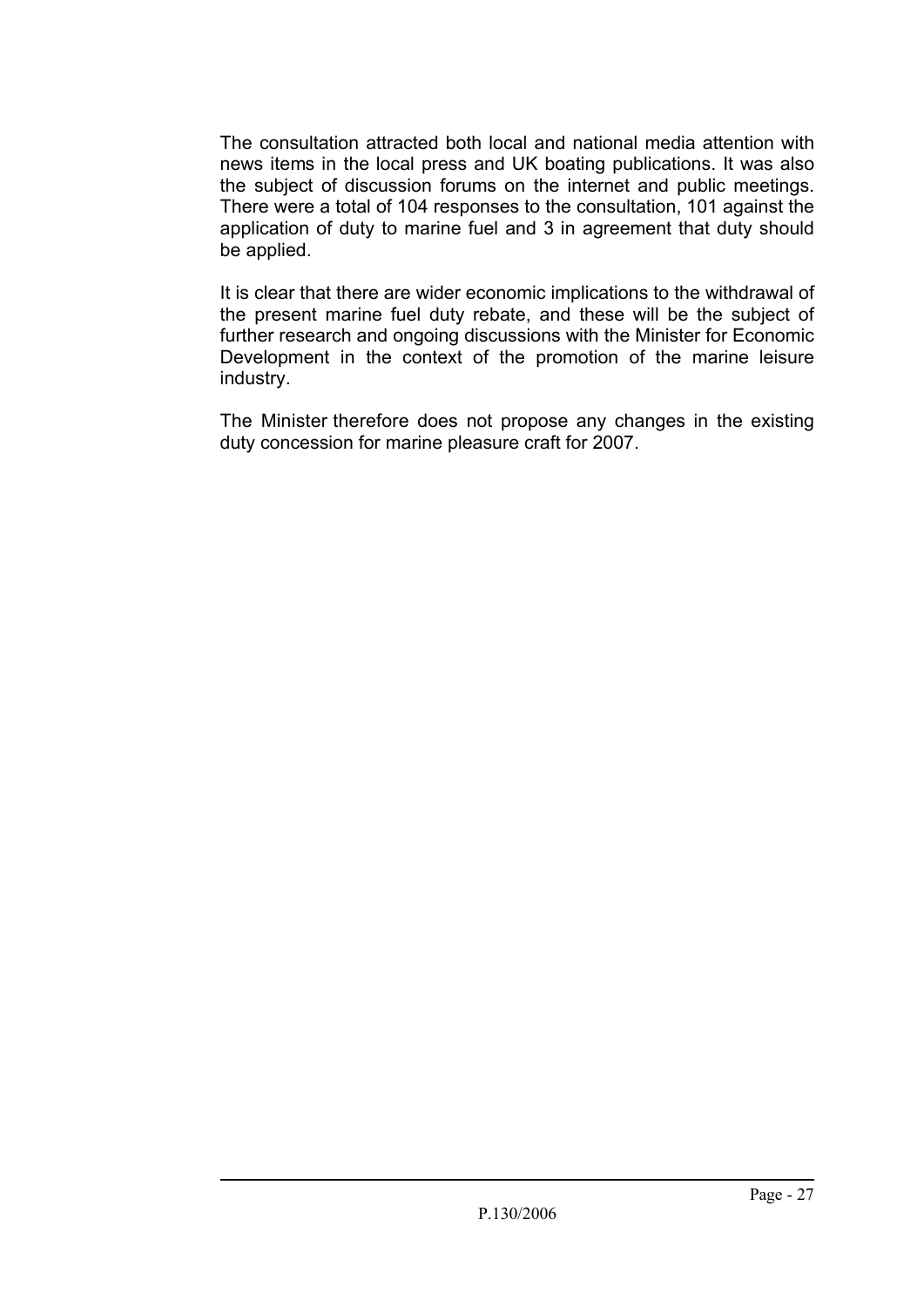The consultation attracted both local and national media attention with news items in the local press and UK boating publications. It was also the subject of discussion forums on the internet and public meetings. There were a total of 104 responses to the consultation, 101 against the application of duty to marine fuel and 3 in agreement that duty should be applied.

It is clear that there are wider economic implications to the withdrawal of the present marine fuel duty rebate, and these will be the subject of further research and ongoing discussions with the Minister for Economic Development in the context of the promotion of the marine leisure industry.

The Minister therefore does not propose any changes in the existing duty concession for marine pleasure craft for 2007.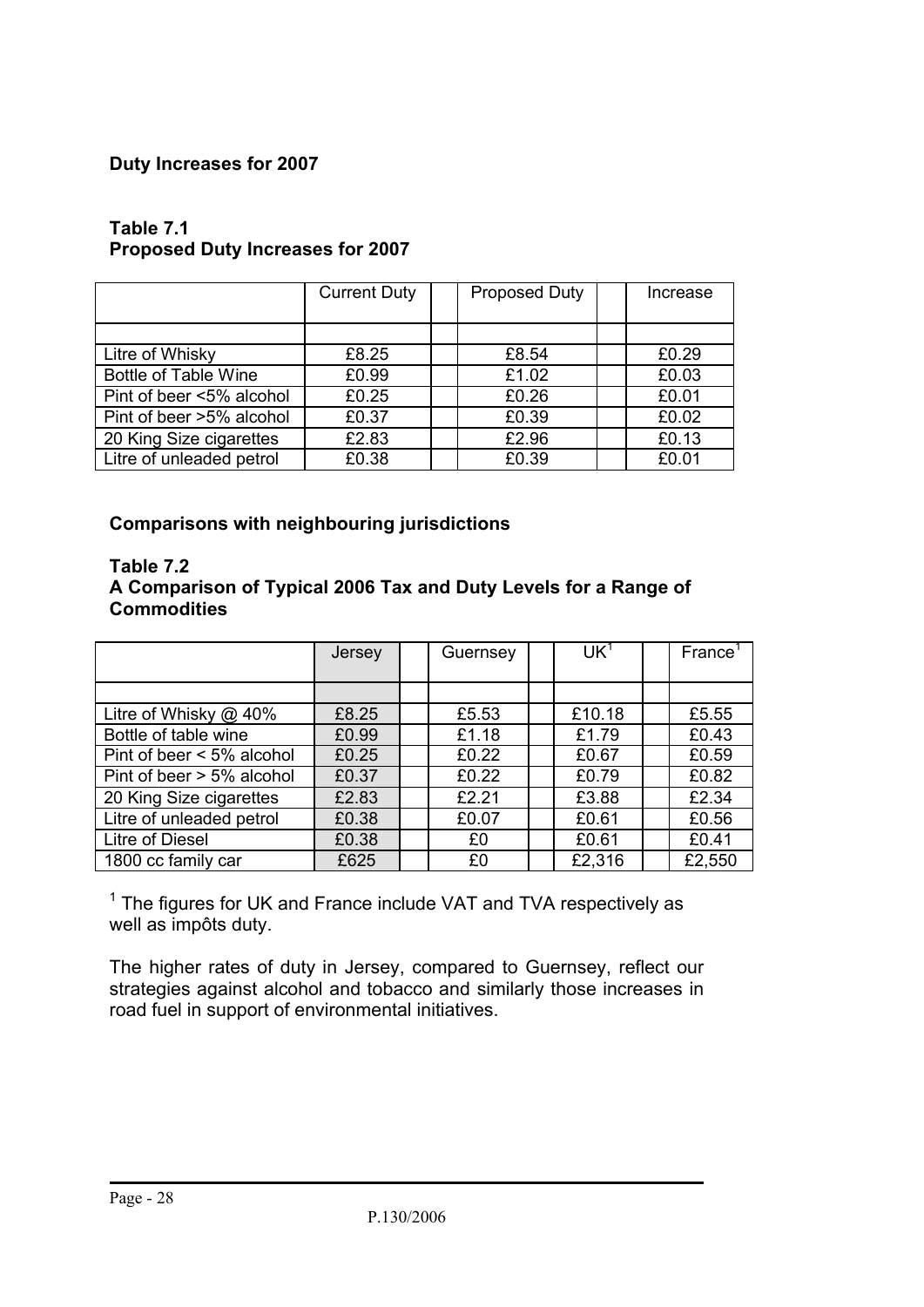**Duty Increases for 2007**

**Table 7.1**
**Proposed Duty Increases for 2007**

| | Current Duty | Proposed Duty | Increase |
|---|---|---|---|
| Litre of Whisky | £8.25 | £8.54 | £0.29 |
| Bottle of Table Wine | £0.99 | £1.02 | £0.03 |
| Pint of beer <5% alcohol | £0.25 | £0.26 | £0.01 |
| Pint of beer >5% alcohol | £0.37 | £0.39 | £0.02 |
| 20 King Size cigarettes | £2.83 | £2.96 | £0.13 |
| Litre of unleaded petrol | £0.38 | £0.39 | £0.01 |

**Comparisons with neighbouring jurisdictions**

**Table 7.2**
**A Comparison of Typical 2006 Tax and Duty Levels for a Range of Commodities**

| | Jersey | Guernsey | UK[1] | France[1] |
|---|---|---|---|---|
| Litre of Whisky @ 40% | £8.25 | £5.53 | £10.18 | £5.55 |
| Bottle of table wine | £0.99 | £1.18 | £1.79 | £0.43 |
| Pint of beer < 5% alcohol | £0.25 | £0.22 | £0.67 | £0.59 |
| Pint of beer > 5% alcohol | £0.37 | £0.22 | £0.79 | £0.82 |
| 20 King Size cigarettes | £2.83 | £2.21 | £3.88 | £2.34 |
| Litre of unleaded petrol | £0.38 | £0.07 | £0.61 | £0.56 |
| Litre of Diesel | £0.38 | £0 | £0.61 | £0.41 |
| 1800 cc family car | £625 | £0 | £2,316 | £2,550 |

[1] The figures for UK and France include VAT and TVA respectively as well as impôts duty.

The higher rates of duty in Jersey, compared to Guernsey, reflect our strategies against alcohol and tobacco and similarly those increases in road fuel in support of environmental initiatives.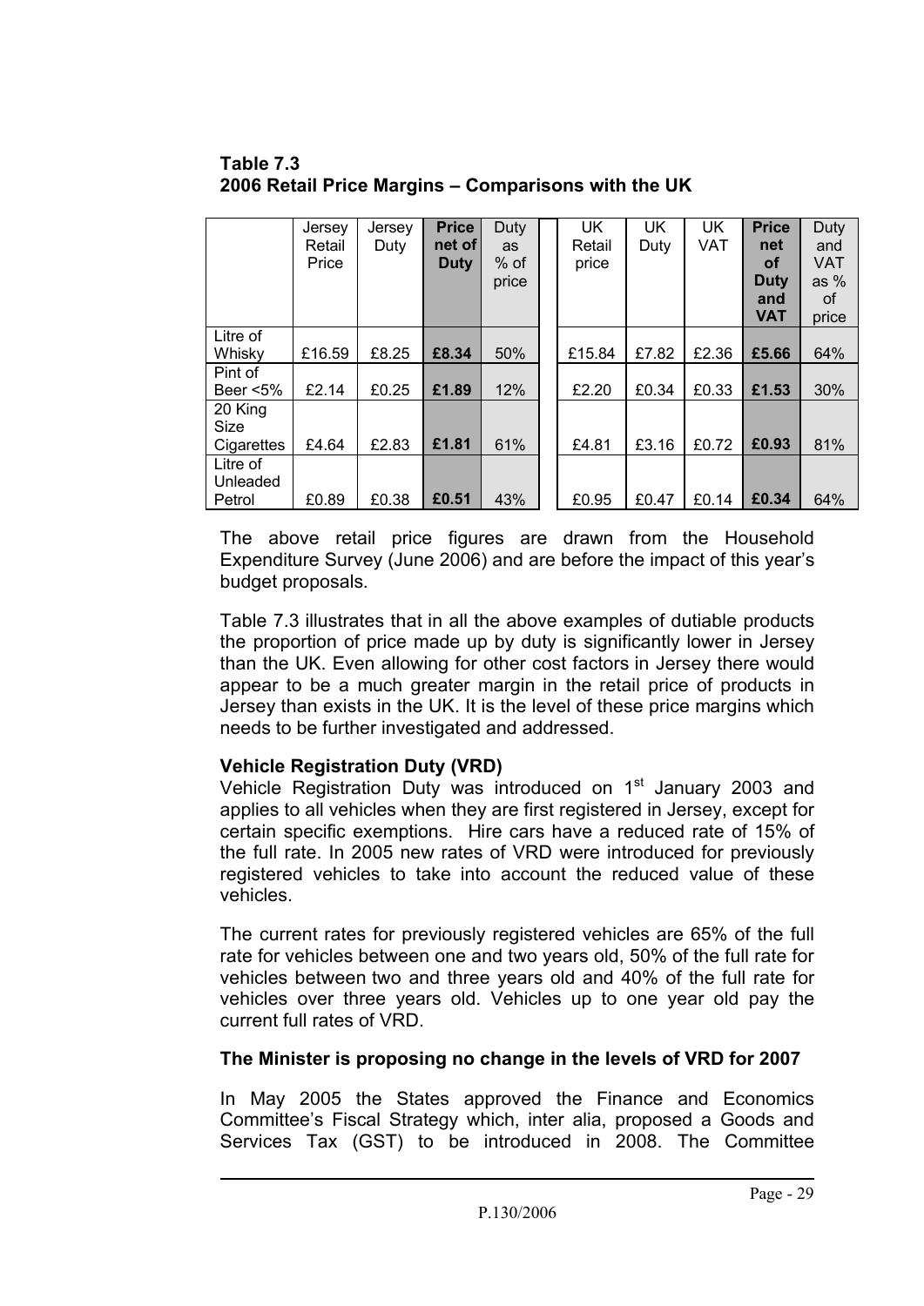**Table 7.3**
**2006 Retail Price Margins – Comparisons with the UK**

| | Jersey Retail Price | Jersey Duty | **Price net of Duty** | Duty as % of price | | UK Retail price | UK Duty | UK VAT | **Price net of Duty and VAT** | Duty and VAT as % of price |
|---|---|---|---|---|---|---|---|---|---|---|
| Litre of Whisky | £16.59 | £8.25 | **£8.34** | 50% | | £15.84 | £7.82 | £2.36 | **£5.66** | 64% |
| Pint of Beer <5% | £2.14 | £0.25 | **£1.89** | 12% | | £2.20 | £0.34 | £0.33 | **£1.53** | 30% |
| 20 King Size Cigarettes | £4.64 | £2.83 | **£1.81** | 61% | | £4.81 | £3.16 | £0.72 | **£0.93** | 81% |
| Litre of Unleaded Petrol | £0.89 | £0.38 | **£0.51** | 43% | | £0.95 | £0.47 | £0.14 | **£0.34** | 64% |

The above retail price figures are drawn from the Household Expenditure Survey (June 2006) and are before the impact of this year's budget proposals.

Table 7.3 illustrates that in all the above examples of dutiable products the proportion of price made up by duty is significantly lower in Jersey than the UK. Even allowing for other cost factors in Jersey there would appear to be a much greater margin in the retail price of products in Jersey than exists in the UK. It is the level of these price margins which needs to be further investigated and addressed.

**Vehicle Registration Duty (VRD)**

Vehicle Registration Duty was introduced on 1st January 2003 and applies to all vehicles when they are first registered in Jersey, except for certain specific exemptions. Hire cars have a reduced rate of 15% of the full rate. In 2005 new rates of VRD were introduced for previously registered vehicles to take into account the reduced value of these vehicles.

The current rates for previously registered vehicles are 65% of the full rate for vehicles between one and two years old, 50% of the full rate for vehicles between two and three years old and 40% of the full rate for vehicles over three years old. Vehicles up to one year old pay the current full rates of VRD.

**The Minister is proposing no change in the levels of VRD for 2007**

In May 2005 the States approved the Finance and Economics Committee's Fiscal Strategy which, inter alia, proposed a Goods and Services Tax (GST) to be introduced in 2008. The Committee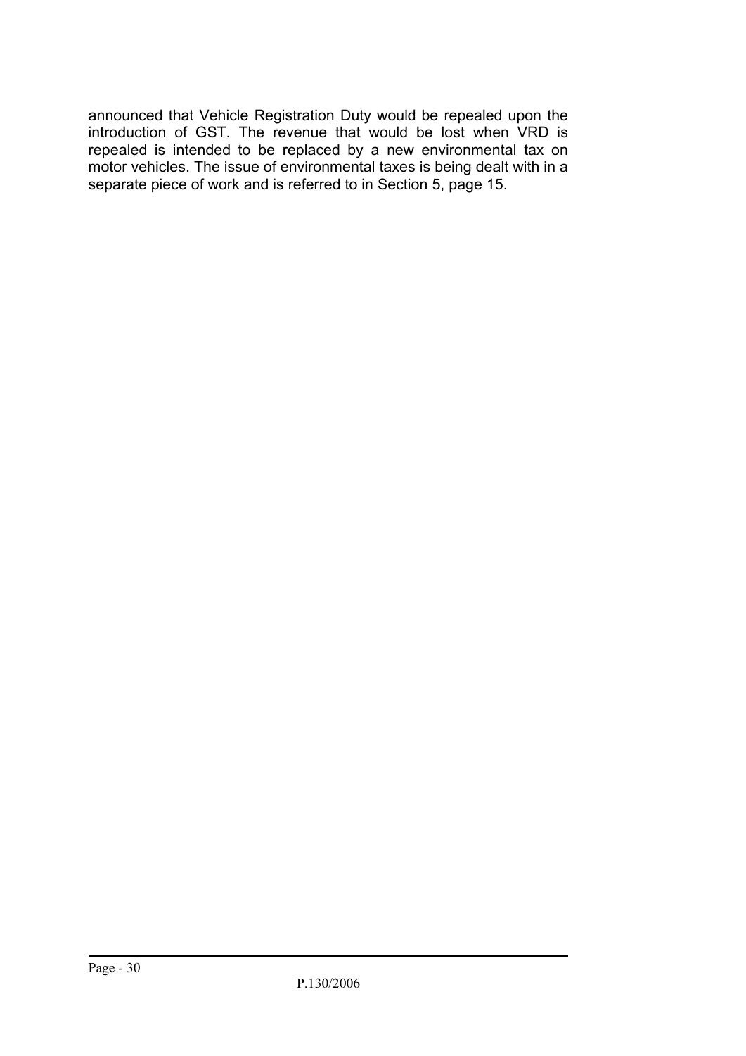announced that Vehicle Registration Duty would be repealed upon the introduction of GST. The revenue that would be lost when VRD is repealed is intended to be replaced by a new environmental tax on motor vehicles. The issue of environmental taxes is being dealt with in a separate piece of work and is referred to in Section 5, page 15.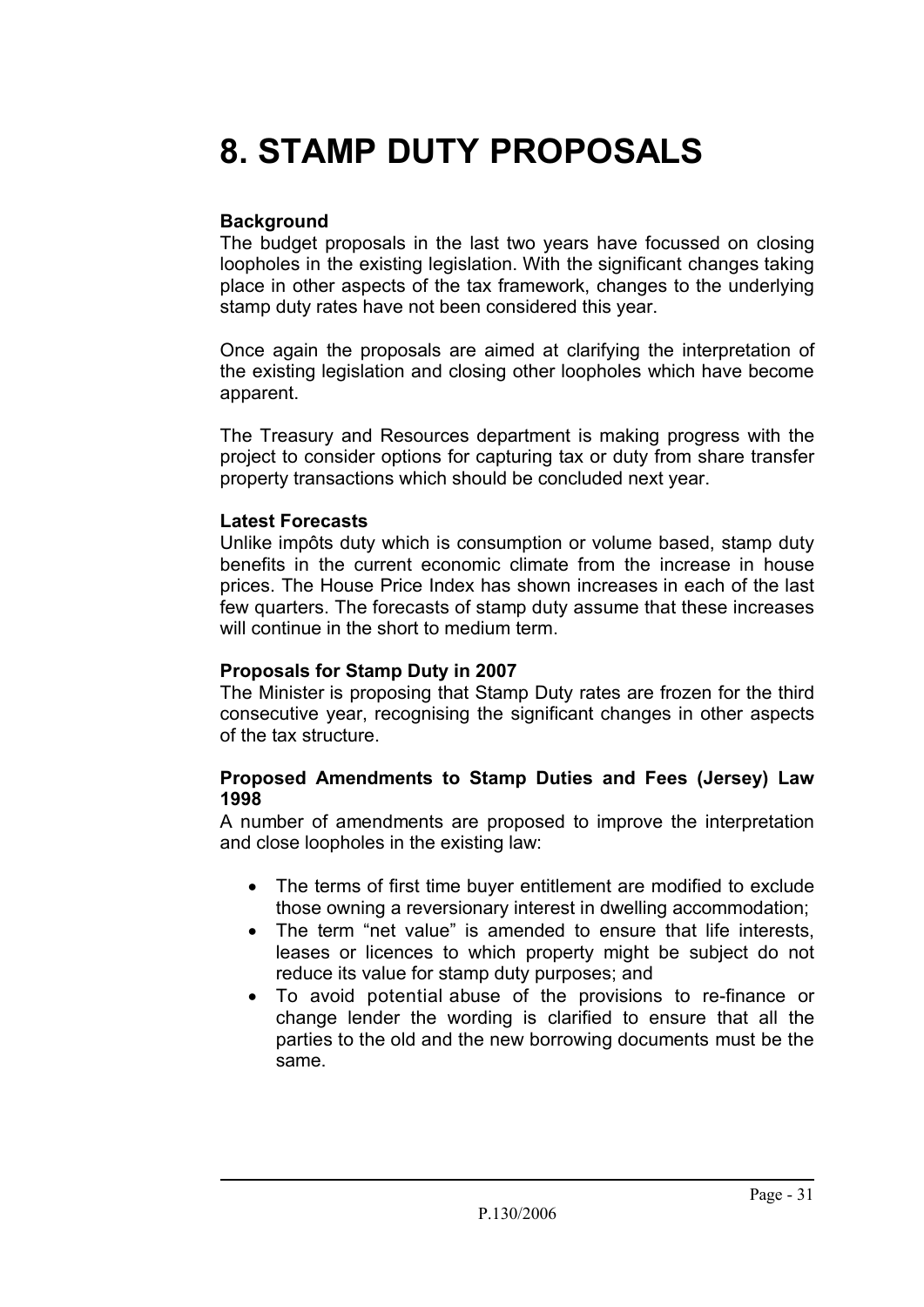# 8. STAMP DUTY PROPOSALS

**Background**

The budget proposals in the last two years have focussed on closing loopholes in the existing legislation. With the significant changes taking place in other aspects of the tax framework, changes to the underlying stamp duty rates have not been considered this year.

Once again the proposals are aimed at clarifying the interpretation of the existing legislation and closing other loopholes which have become apparent.

The Treasury and Resources department is making progress with the project to consider options for capturing tax or duty from share transfer property transactions which should be concluded next year.

**Latest Forecasts**

Unlike impôts duty which is consumption or volume based, stamp duty benefits in the current economic climate from the increase in house prices. The House Price Index has shown increases in each of the last few quarters. The forecasts of stamp duty assume that these increases will continue in the short to medium term.

**Proposals for Stamp Duty in 2007**

The Minister is proposing that Stamp Duty rates are frozen for the third consecutive year, recognising the significant changes in other aspects of the tax structure.

**Proposed Amendments to Stamp Duties and Fees (Jersey) Law 1998**

A number of amendments are proposed to improve the interpretation and close loopholes in the existing law:

- The terms of first time buyer entitlement are modified to exclude those owning a reversionary interest in dwelling accommodation;
- The term "net value" is amended to ensure that life interests, leases or licences to which property might be subject do not reduce its value for stamp duty purposes; and
- To avoid potential abuse of the provisions to re-finance or change lender the wording is clarified to ensure that all the parties to the old and the new borrowing documents must be the same.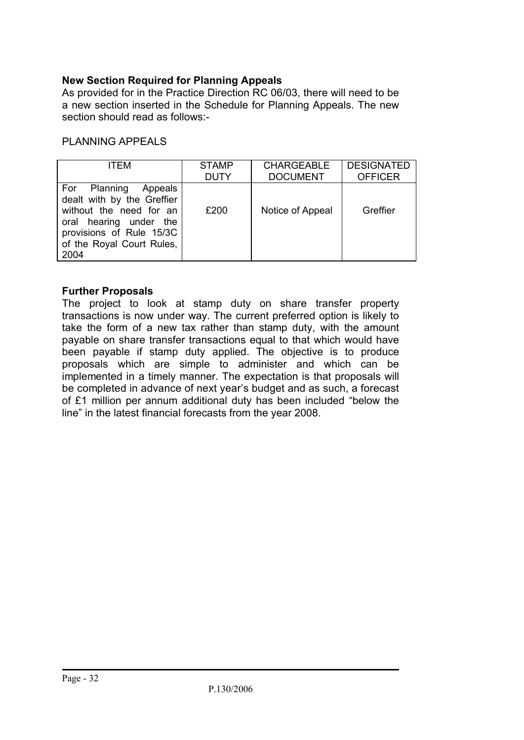**New Section Required for Planning Appeals**

As provided for in the Practice Direction RC 06/03, there will need to be a new section inserted in the Schedule for Planning Appeals. The new section should read as follows:-

PLANNING APPEALS

| ITEM | STAMP DUTY | CHARGEABLE DOCUMENT | DESIGNATED OFFICER |
|---|---|---|---|
| For Planning Appeals dealt with by the Greffier without the need for an oral hearing under the provisions of Rule 15/3C of the Royal Court Rules, 2004 | £200 | Notice of Appeal | Greffier |

**Further Proposals**

The project to look at stamp duty on share transfer property transactions is now under way. The current preferred option is likely to take the form of a new tax rather than stamp duty, with the amount payable on share transfer transactions equal to that which would have been payable if stamp duty applied. The objective is to produce proposals which are simple to administer and which can be implemented in a timely manner. The expectation is that proposals will be completed in advance of next year's budget and as such, a forecast of £1 million per annum additional duty has been included "below the line" in the latest financial forecasts from the year 2008.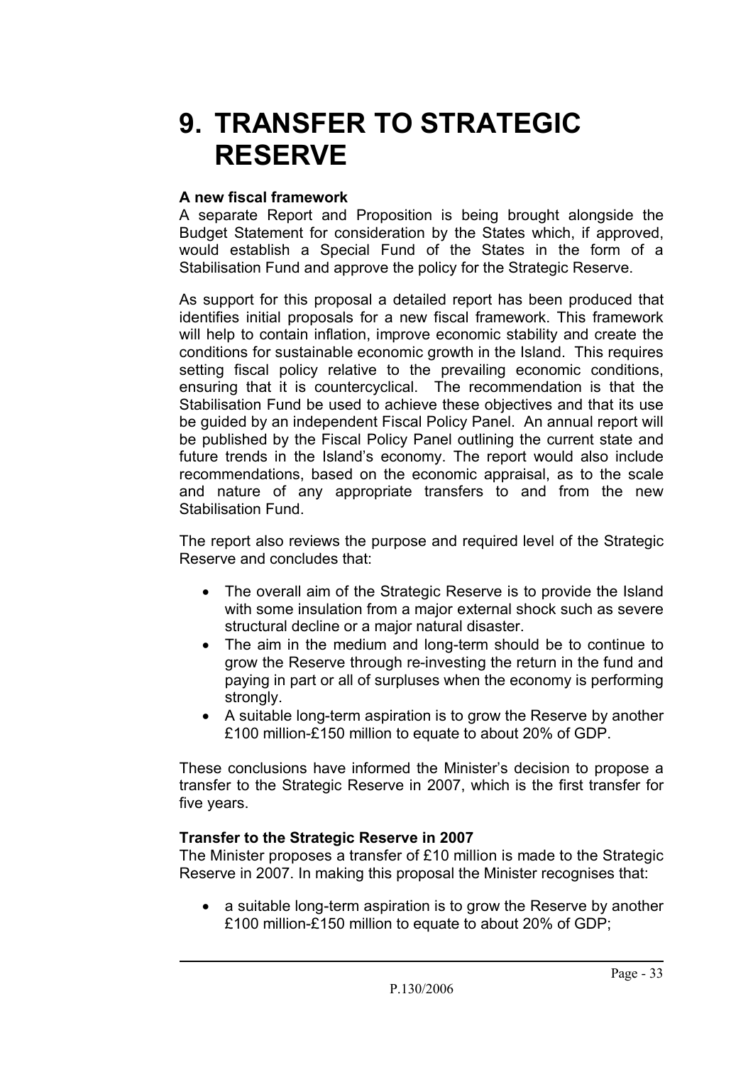# 9. TRANSFER TO STRATEGIC RESERVE

**A new fiscal framework**

A separate Report and Proposition is being brought alongside the Budget Statement for consideration by the States which, if approved, would establish a Special Fund of the States in the form of a Stabilisation Fund and approve the policy for the Strategic Reserve.

As support for this proposal a detailed report has been produced that identifies initial proposals for a new fiscal framework. This framework will help to contain inflation, improve economic stability and create the conditions for sustainable economic growth in the Island. This requires setting fiscal policy relative to the prevailing economic conditions, ensuring that it is countercyclical. The recommendation is that the Stabilisation Fund be used to achieve these objectives and that its use be guided by an independent Fiscal Policy Panel. An annual report will be published by the Fiscal Policy Panel outlining the current state and future trends in the Island's economy. The report would also include recommendations, based on the economic appraisal, as to the scale and nature of any appropriate transfers to and from the new Stabilisation Fund.

The report also reviews the purpose and required level of the Strategic Reserve and concludes that:

- The overall aim of the Strategic Reserve is to provide the Island with some insulation from a major external shock such as severe structural decline or a major natural disaster.
- The aim in the medium and long-term should be to continue to grow the Reserve through re-investing the return in the fund and paying in part or all of surpluses when the economy is performing strongly.
- A suitable long-term aspiration is to grow the Reserve by another £100 million-£150 million to equate to about 20% of GDP.

These conclusions have informed the Minister's decision to propose a transfer to the Strategic Reserve in 2007, which is the first transfer for five years.

**Transfer to the Strategic Reserve in 2007**

The Minister proposes a transfer of £10 million is made to the Strategic Reserve in 2007. In making this proposal the Minister recognises that:

- a suitable long-term aspiration is to grow the Reserve by another £100 million-£150 million to equate to about 20% of GDP;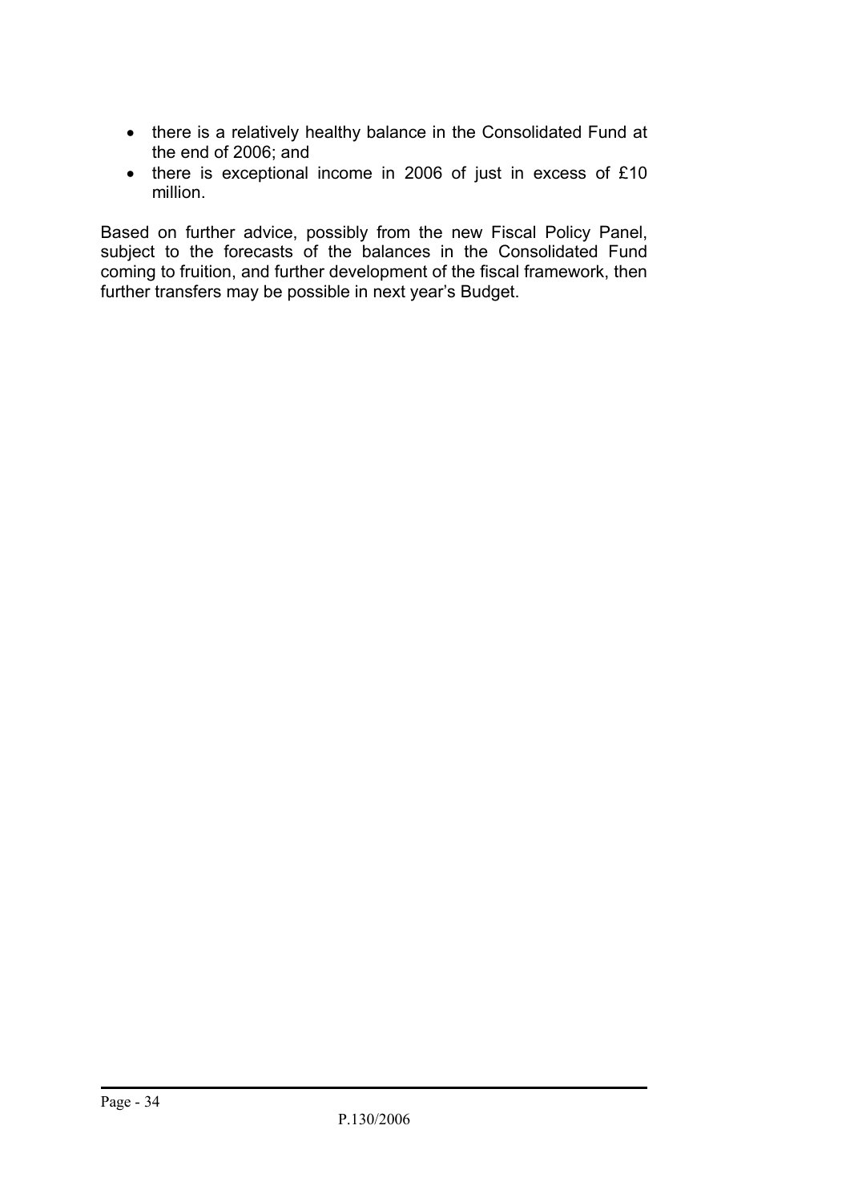- there is a relatively healthy balance in the Consolidated Fund at the end of 2006; and
- there is exceptional income in 2006 of just in excess of £10 million.

Based on further advice, possibly from the new Fiscal Policy Panel, subject to the forecasts of the balances in the Consolidated Fund coming to fruition, and further development of the fiscal framework, then further transfers may be possible in next year's Budget.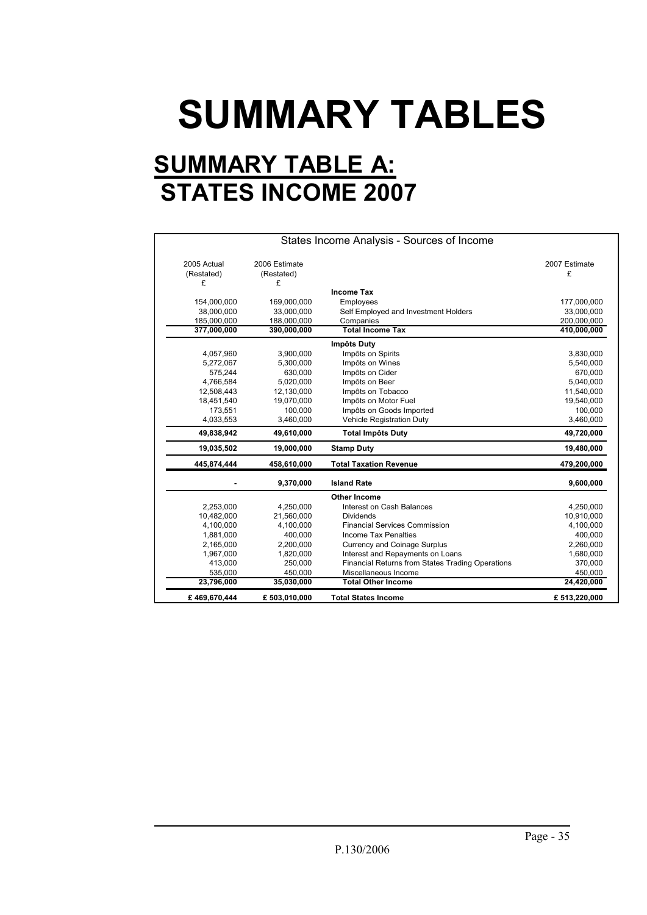# SUMMARY TABLES

## SUMMARY TABLE A: STATES INCOME 2007

| States Income Analysis - Sources of Income | | | |
|---|---|---|---|
| 2005 Actual (Restated) £ | 2006 Estimate (Restated) £ | | 2007 Estimate £ |
| | | **Income Tax** | |
| 154,000,000 | 169,000,000 | Employees | 177,000,000 |
| 38,000,000 | 33,000,000 | Self Employed and Investment Holders | 33,000,000 |
| 185,000,000 | 188,000,000 | Companies | 200,000,000 |
| **377,000,000** | **390,000,000** | **Total Income Tax** | **410,000,000** |
| | | **Impôts Duty** | |
| 4,057,960 | 3,900,000 | Impôts on Spirits | 3,830,000 |
| 5,272,067 | 5,300,000 | Impôts on Wines | 5,540,000 |
| 575,244 | 630,000 | Impôts on Cider | 670,000 |
| 4,766,584 | 5,020,000 | Impôts on Beer | 5,040,000 |
| 12,508,443 | 12,130,000 | Impôts on Tobacco | 11,540,000 |
| 18,451,540 | 19,070,000 | Impôts on Motor Fuel | 19,540,000 |
| 173,551 | 100,000 | Impôts on Goods Imported | 100,000 |
| 4,033,553 | 3,460,000 | Vehicle Registration Duty | 3,460,000 |
| **49,838,942** | **49,610,000** | **Total Impôts Duty** | **49,720,000** |
| **19,035,502** | **19,000,000** | **Stamp Duty** | **19,480,000** |
| **445,874,444** | **458,610,000** | **Total Taxation Revenue** | **479,200,000** |
| **-** | **9,370,000** | **Island Rate** | **9,600,000** |
| | | **Other Income** | |
| 2,253,000 | 4,250,000 | Interest on Cash Balances | 4,250,000 |
| 10,482,000 | 21,560,000 | Dividends | 10,910,000 |
| 4,100,000 | 4,100,000 | Financial Services Commission | 4,100,000 |
| 1,881,000 | 400,000 | Income Tax Penalties | 400,000 |
| 2,165,000 | 2,200,000 | Currency and Coinage Surplus | 2,260,000 |
| 1,967,000 | 1,820,000 | Interest and Repayments on Loans | 1,680,000 |
| 413,000 | 250,000 | Financial Returns from States Trading Operations | 370,000 |
| 535,000 | 450,000 | Miscellaneous Income | 450,000 |
| **23,796,000** | **35,030,000** | **Total Other Income** | **24,420,000** |
| **£ 469,670,444** | **£ 503,010,000** | **Total States Income** | **£ 513,220,000** |

P.130/2006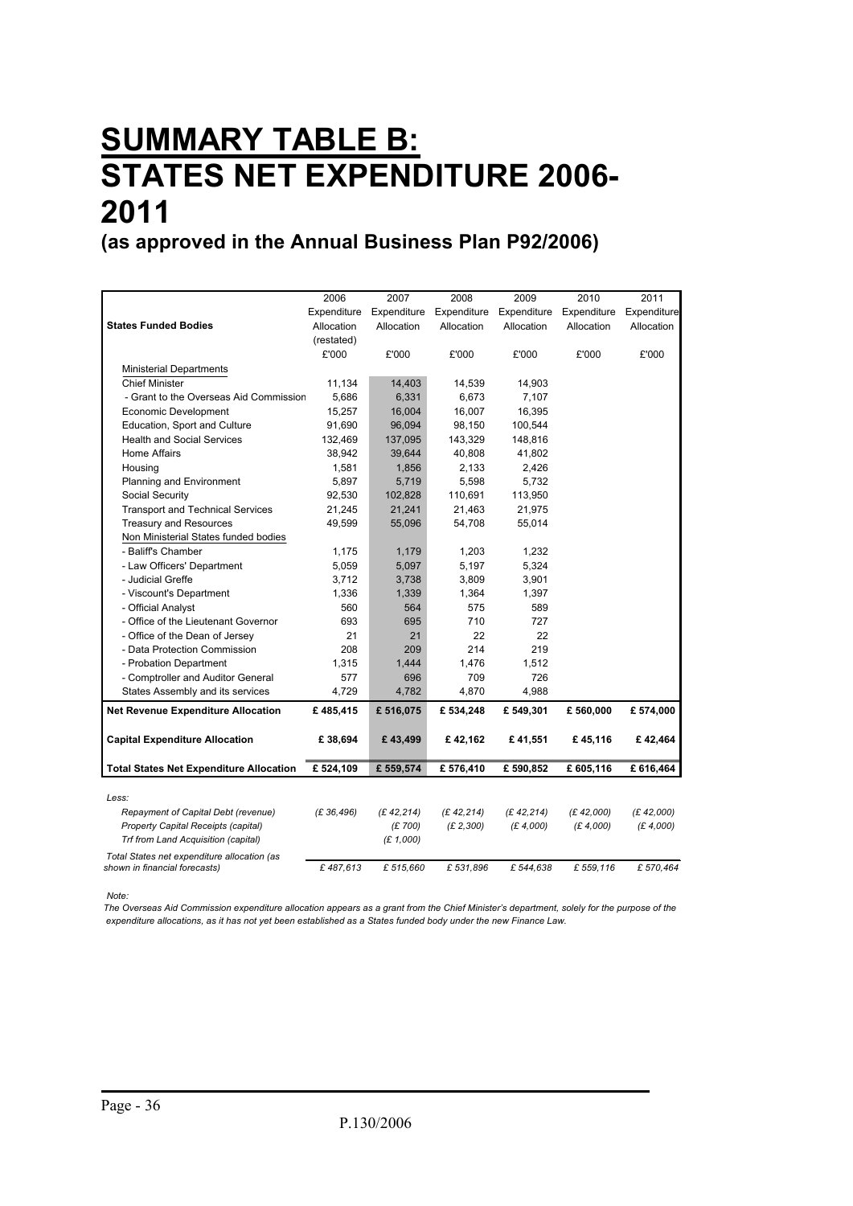# SUMMARY TABLE B: STATES NET EXPENDITURE 2006-2011

## (as approved in the Annual Business Plan P92/2006)

| States Funded Bodies | 2006 Expenditure Allocation (restated) £'000 | 2007 Expenditure Allocation £'000 | 2008 Expenditure Allocation £'000 | 2009 Expenditure Allocation £'000 | 2010 Expenditure Allocation £'000 | 2011 Expenditure Allocation £'000 |
|---|---|---|---|---|---|---|
| Ministerial Departments | | | | | | |
| Chief Minister | 11,134 | 14,403 | 14,539 | 14,903 | | |
| - Grant to the Overseas Aid Commission | 5,686 | 6,331 | 6,673 | 7,107 | | |
| Economic Development | 15,257 | 16,004 | 16,007 | 16,395 | | |
| Education, Sport and Culture | 91,690 | 96,094 | 98,150 | 100,544 | | |
| Health and Social Services | 132,469 | 137,095 | 143,329 | 148,816 | | |
| Home Affairs | 38,942 | 39,644 | 40,808 | 41,802 | | |
| Housing | 1,581 | 1,856 | 2,133 | 2,426 | | |
| Planning and Environment | 5,897 | 5,719 | 5,598 | 5,732 | | |
| Social Security | 92,530 | 102,828 | 110,691 | 113,950 | | |
| Transport and Technical Services | 21,245 | 21,241 | 21,463 | 21,975 | | |
| Treasury and Resources | 49,599 | 55,096 | 54,708 | 55,014 | | |
| Non Ministerial States funded bodies | | | | | | |
| - Baliff's Chamber | 1,175 | 1,179 | 1,203 | 1,232 | | |
| - Law Officers' Department | 5,059 | 5,097 | 5,197 | 5,324 | | |
| - Judicial Greffe | 3,712 | 3,738 | 3,809 | 3,901 | | |
| - Viscount's Department | 1,336 | 1,339 | 1,364 | 1,397 | | |
| - Official Analyst | 560 | 564 | 575 | 589 | | |
| - Office of the Lieutenant Governor | 693 | 695 | 710 | 727 | | |
| - Office of the Dean of Jersey | 21 | 21 | 22 | 22 | | |
| - Data Protection Commission | 208 | 209 | 214 | 219 | | |
| - Probation Department | 1,315 | 1,444 | 1,476 | 1,512 | | |
| - Comptroller and Auditor General | 577 | 696 | 709 | 726 | | |
| States Assembly and its services | 4,729 | 4,782 | 4,870 | 4,988 | | |
| **Net Revenue Expenditure Allocation** | **£ 485,415** | **£ 516,075** | **£ 534,248** | **£ 549,301** | **£ 560,000** | **£ 574,000** |
| **Capital Expenditure Allocation** | **£ 38,694** | **£ 43,499** | **£ 42,162** | **£ 41,551** | **£ 45,116** | **£ 42,464** |
| **Total States Net Expenditure Allocation** | **£ 524,109** | **£ 559,574** | **£ 576,410** | **£ 590,852** | **£ 605,116** | **£ 616,464** |
| *Less:* | | | | | | |
| *Repayment of Capital Debt (revenue)* | *(£ 36,496)* | *(£ 42,214)* | *(£ 42,214)* | *(£ 42,214)* | *(£ 42,000)* | *(£ 42,000)* |
| *Property Capital Receipts (capital)* | | *(£ 700)* | *(£ 2,300)* | *(£ 4,000)* | *(£ 4,000)* | *(£ 4,000)* |
| *Trf from Land Acquisition (capital)* | | *(£ 1,000)* | | | | |
| *Total States net expenditure allocation (as shown in financial forecasts)* | *£ 487,613* | *£ 515,660* | *£ 531,896* | *£ 544,638* | *£ 559,116* | *£ 570,464* |

*Note:*

*The Overseas Aid Commission expenditure allocation appears as a grant from the Chief Minister's department, solely for the purpose of the expenditure allocations, as it has not yet been established as a States funded body under the new Finance Law.*

P.130/2006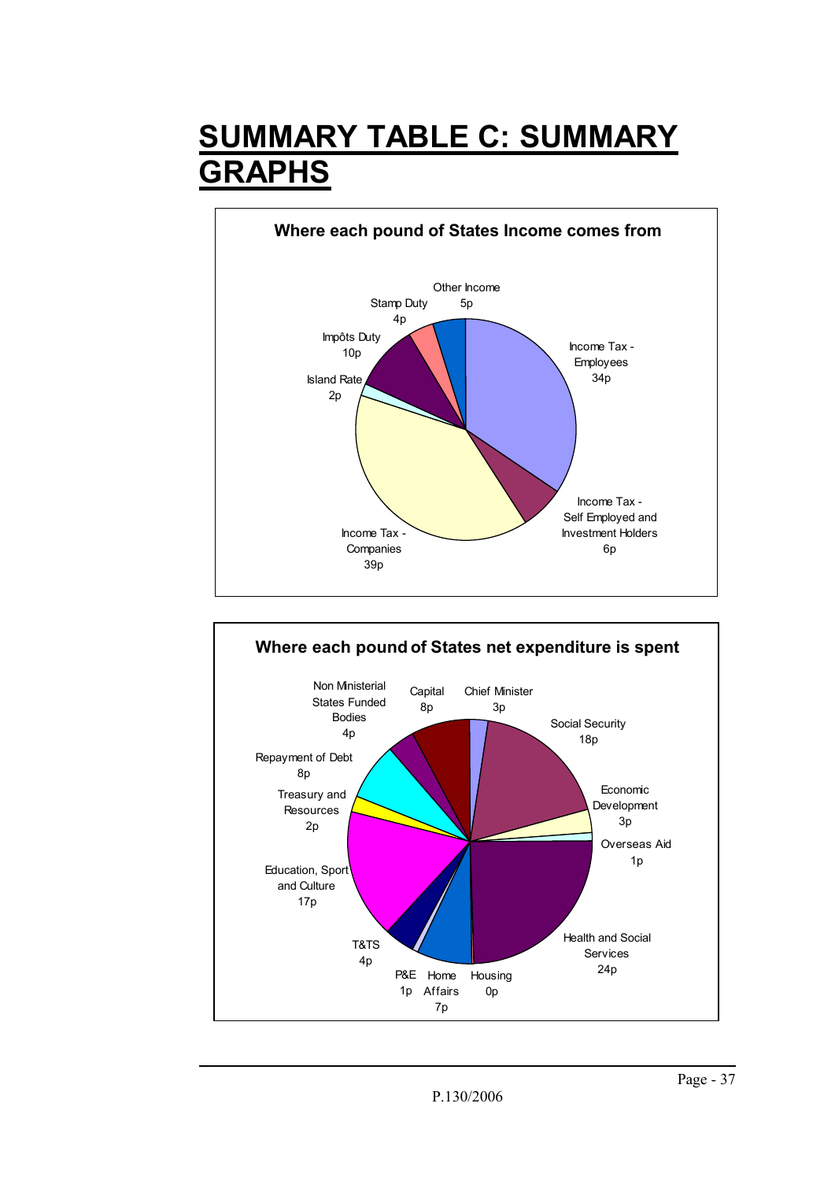# SUMMARY TABLE C: SUMMARY GRAPHS

**Where each pound of States Income comes from**

Other Income 5p

Stamp Duty 4p

Impôts Duty 10p

Island Rate 2p

Income Tax - Employees 34p

Income Tax - Self Employed and Investment Holders 6p

Income Tax - Companies 39p

**Where each pound of States net expenditure is spent**

Non Ministerial States Funded Bodies 4p

Capital 8p

Chief Minister 3p

Social Security 18p

Repayment of Debt 8p

Economic Development 3p

Treasury and Resources 2p

Overseas Aid 1p

Education, Sport and Culture 17p

Health and Social Services 24p

T&TS 4p

P&E 1p

Home Affairs 7p

Housing 0p

P.130/2006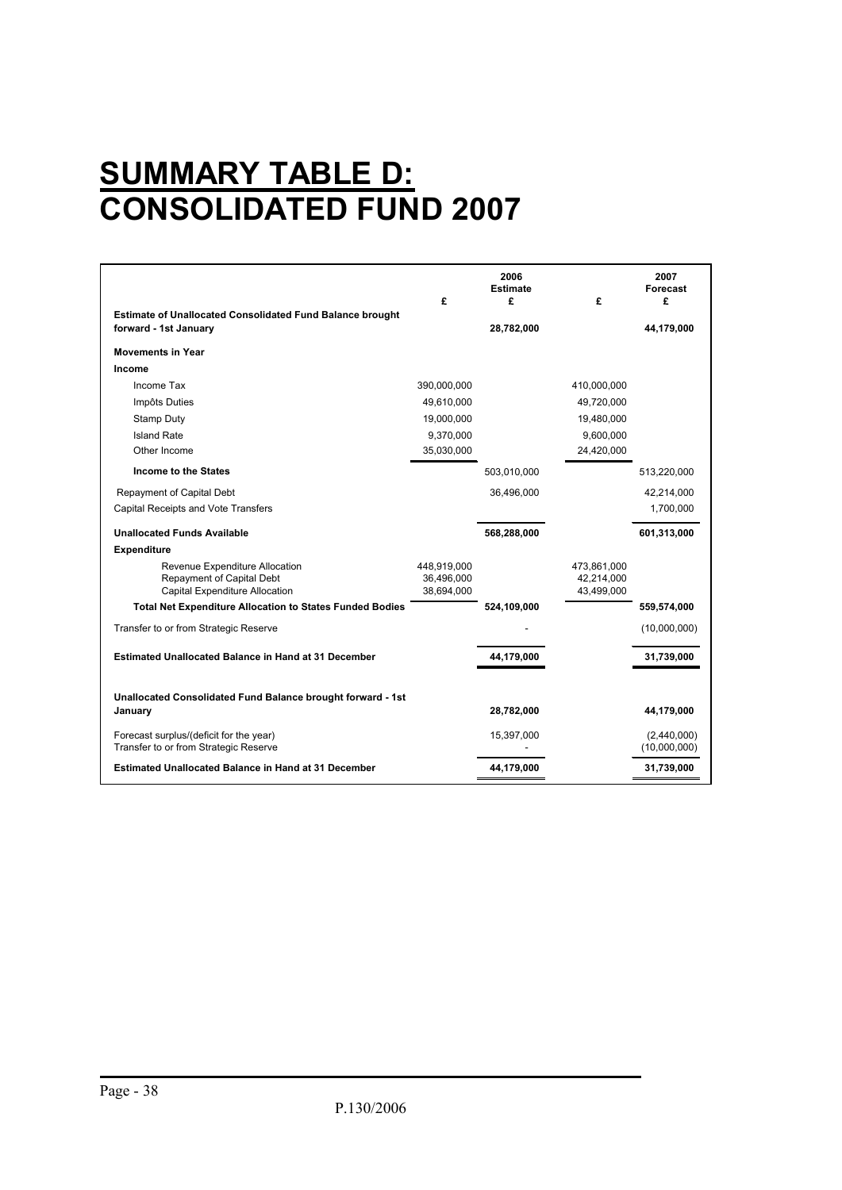# SUMMARY TABLE D: CONSOLIDATED FUND 2007

| | £ | 2006 Estimate £ | £ | 2007 Forecast £ |
|---|---|---|---|---|
| **Estimate of Unallocated Consolidated Fund Balance brought forward - 1st January** | | **28,782,000** | | **44,179,000** |
| **Movements in Year** | | | | |
| **Income** | | | | |
| Income Tax | 390,000,000 | | 410,000,000 | |
| Impôts Duties | 49,610,000 | | 49,720,000 | |
| Stamp Duty | 19,000,000 | | 19,480,000 | |
| Island Rate | 9,370,000 | | 9,600,000 | |
| Other Income | 35,030,000 | | 24,420,000 | |
| **Income to the States** | | 503,010,000 | | 513,220,000 |
| Repayment of Capital Debt | | 36,496,000 | | 42,214,000 |
| Capital Receipts and Vote Transfers | | | | 1,700,000 |
| **Unallocated Funds Available** | | **568,288,000** | | **601,313,000** |
| **Expenditure** | | | | |
| Revenue Expenditure Allocation | 448,919,000 | | 473,861,000 | |
| Repayment of Capital Debt | 36,496,000 | | 42,214,000 | |
| Capital Expenditure Allocation | 38,694,000 | | 43,499,000 | |
| **Total Net Expenditure Allocation to States Funded Bodies** | | **524,109,000** | | **559,574,000** |
| Transfer to or from Strategic Reserve | | - | | (10,000,000) |
| **Estimated Unallocated Balance in Hand at 31 December** | | **44,179,000** | | **31,739,000** |
| | | | | |
| **Unallocated Consolidated Fund Balance brought forward - 1st January** | | **28,782,000** | | **44,179,000** |
| Forecast surplus/(deficit for the year) | | 15,397,000 | | (2,440,000) |
| Transfer to or from Strategic Reserve | | - | | (10,000,000) |
| **Estimated Unallocated Balance in Hand at 31 December** | | **44,179,000** | | **31,739,000** |